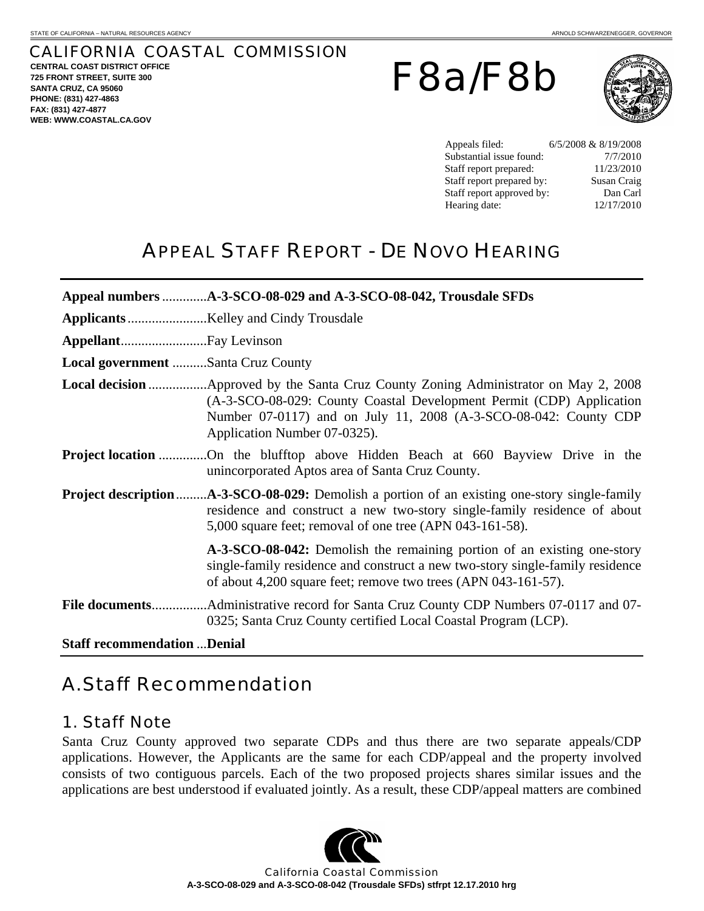STATE OF CALIFORNIA – NATURAL RESOURCES AGENCY — ARNOLD SCHWARZENEGGER, GOVERNOR

# CALIFORNIA COASTAL COMMISSION

**CENTRAL COAST DISTRICT OFFICE**
**725 FRONT STREET, SUITE 300**
**SANTA CRUZ, CA 95060**
**PHONE: (831) 427-4863**
**FAX: (831) 427-4877**
**WEB: WWW.COASTAL.CA.GOV**

# F8a/F8b

| | |
|---|---|
| Appeals filed: | 6/5/2008 & 8/19/2008 |
| Substantial issue found: | 7/7/2010 |
| Staff report prepared: | 11/23/2010 |
| Staff report prepared by: | Susan Craig |
| Staff report approved by: | Dan Carl |
| Hearing date: | 12/17/2010 |

# APPEAL STAFF REPORT - DE NOVO HEARING

**Appeal numbers** ............**A-3-SCO-08-029 and A-3-SCO-08-042, Trousdale SFDs**

**Applicants**.......................Kelley and Cindy Trousdale

**Appellant**.........................Fay Levinson

**Local government** ..........Santa Cruz County

**Local decision**.................Approved by the Santa Cruz County Zoning Administrator on May 2, 2008 (A-3-SCO-08-029: County Coastal Development Permit (CDP) Application Number 07-0117) and on July 11, 2008 (A-3-SCO-08-042: County CDP Application Number 07-0325).

**Project location** .............On the blufftop above Hidden Beach at 660 Bayview Drive in the unincorporated Aptos area of Santa Cruz County.

**Project description**.........**A-3-SCO-08-029:** Demolish a portion of an existing one-story single-family residence and construct a new two-story single-family residence of about 5,000 square feet; removal of one tree (APN 043-161-58).

**A-3-SCO-08-042:** Demolish the remaining portion of an existing one-story single-family residence and construct a new two-story single-family residence of about 4,200 square feet; remove two trees (APN 043-161-57).

**File documents**................Administrative record for Santa Cruz County CDP Numbers 07-0117 and 07-0325; Santa Cruz County certified Local Coastal Program (LCP).

**Staff recommendation** ...**Denial**

# A. Staff Recommendation

## 1. Staff Note

Santa Cruz County approved two separate CDPs and thus there are two separate appeals/CDP applications. However, the Applicants are the same for each CDP/appeal and the property involved consists of two contiguous parcels. Each of the two proposed projects shares similar issues and the applications are best understood if evaluated jointly. As a result, these CDP/appeal matters are combined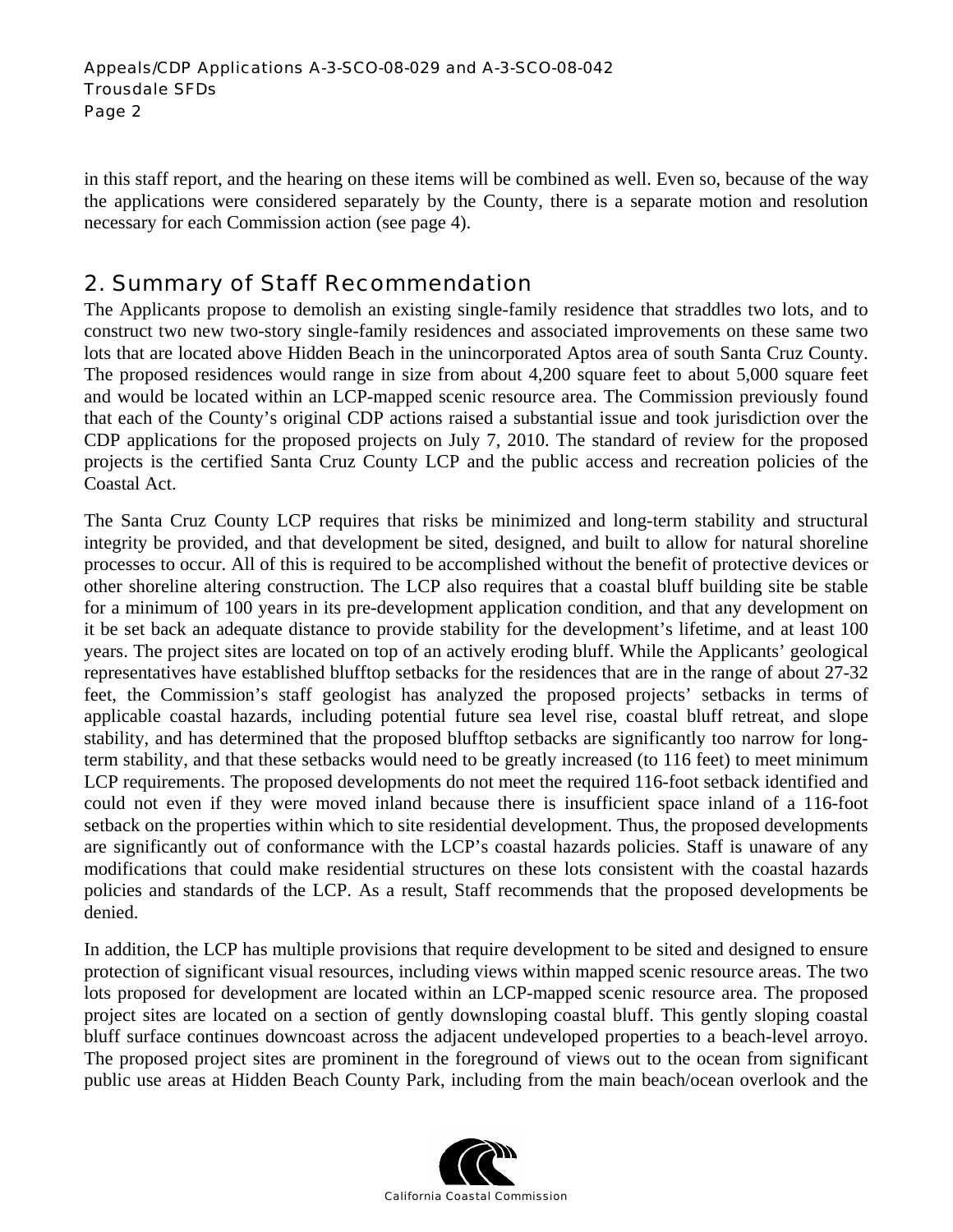in this staff report, and the hearing on these items will be combined as well. Even so, because of the way the applications were considered separately by the County, there is a separate motion and resolution necessary for each Commission action (see page 4).

## 2. Summary of Staff Recommendation

The Applicants propose to demolish an existing single-family residence that straddles two lots, and to construct two new two-story single-family residences and associated improvements on these same two lots that are located above Hidden Beach in the unincorporated Aptos area of south Santa Cruz County. The proposed residences would range in size from about 4,200 square feet to about 5,000 square feet and would be located within an LCP-mapped scenic resource area. The Commission previously found that each of the County's original CDP actions raised a substantial issue and took jurisdiction over the CDP applications for the proposed projects on July 7, 2010. The standard of review for the proposed projects is the certified Santa Cruz County LCP and the public access and recreation policies of the Coastal Act.

The Santa Cruz County LCP requires that risks be minimized and long-term stability and structural integrity be provided, and that development be sited, designed, and built to allow for natural shoreline processes to occur. All of this is required to be accomplished without the benefit of protective devices or other shoreline altering construction. The LCP also requires that a coastal bluff building site be stable for a minimum of 100 years in its pre-development application condition, and that any development on it be set back an adequate distance to provide stability for the development's lifetime, and at least 100 years. The project sites are located on top of an actively eroding bluff. While the Applicants' geological representatives have established blufftop setbacks for the residences that are in the range of about 27-32 feet, the Commission's staff geologist has analyzed the proposed projects' setbacks in terms of applicable coastal hazards, including potential future sea level rise, coastal bluff retreat, and slope stability, and has determined that the proposed blufftop setbacks are significantly too narrow for long-term stability, and that these setbacks would need to be greatly increased (to 116 feet) to meet minimum LCP requirements. The proposed developments do not meet the required 116-foot setback identified and could not even if they were moved inland because there is insufficient space inland of a 116-foot setback on the properties within which to site residential development. Thus, the proposed developments are significantly out of conformance with the LCP's coastal hazards policies. Staff is unaware of any modifications that could make residential structures on these lots consistent with the coastal hazards policies and standards of the LCP. As a result, Staff recommends that the proposed developments be denied.

In addition, the LCP has multiple provisions that require development to be sited and designed to ensure protection of significant visual resources, including views within mapped scenic resource areas. The two lots proposed for development are located within an LCP-mapped scenic resource area. The proposed project sites are located on a section of gently downsloping coastal bluff. This gently sloping coastal bluff surface continues downcoast across the adjacent undeveloped properties to a beach-level arroyo. The proposed project sites are prominent in the foreground of views out to the ocean from significant public use areas at Hidden Beach County Park, including from the main beach/ocean overlook and the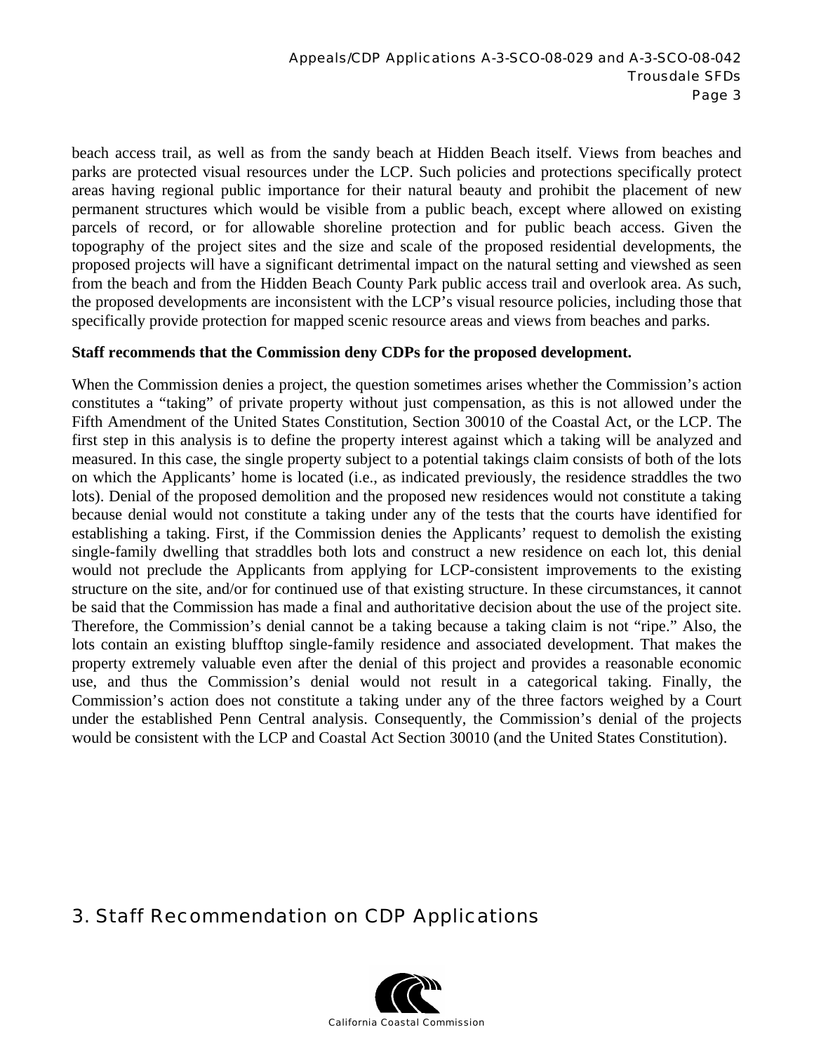beach access trail, as well as from the sandy beach at Hidden Beach itself. Views from beaches and parks are protected visual resources under the LCP. Such policies and protections specifically protect areas having regional public importance for their natural beauty and prohibit the placement of new permanent structures which would be visible from a public beach, except where allowed on existing parcels of record, or for allowable shoreline protection and for public beach access. Given the topography of the project sites and the size and scale of the proposed residential developments, the proposed projects will have a significant detrimental impact on the natural setting and viewshed as seen from the beach and from the Hidden Beach County Park public access trail and overlook area. As such, the proposed developments are inconsistent with the LCP's visual resource policies, including those that specifically provide protection for mapped scenic resource areas and views from beaches and parks.

**Staff recommends that the Commission deny CDPs for the proposed development.**

When the Commission denies a project, the question sometimes arises whether the Commission's action constitutes a "taking" of private property without just compensation, as this is not allowed under the Fifth Amendment of the United States Constitution, Section 30010 of the Coastal Act, or the LCP. The first step in this analysis is to define the property interest against which a taking will be analyzed and measured. In this case, the single property subject to a potential takings claim consists of both of the lots on which the Applicants' home is located (i.e., as indicated previously, the residence straddles the two lots). Denial of the proposed demolition and the proposed new residences would not constitute a taking because denial would not constitute a taking under any of the tests that the courts have identified for establishing a taking. First, if the Commission denies the Applicants' request to demolish the existing single-family dwelling that straddles both lots and construct a new residence on each lot, this denial would not preclude the Applicants from applying for LCP-consistent improvements to the existing structure on the site, and/or for continued use of that existing structure. In these circumstances, it cannot be said that the Commission has made a final and authoritative decision about the use of the project site. Therefore, the Commission's denial cannot be a taking because a taking claim is not "ripe." Also, the lots contain an existing blufftop single-family residence and associated development. That makes the property extremely valuable even after the denial of this project and provides a reasonable economic use, and thus the Commission's denial would not result in a categorical taking. Finally, the Commission's action does not constitute a taking under any of the three factors weighed by a Court under the established Penn Central analysis. Consequently, the Commission's denial of the projects would be consistent with the LCP and Coastal Act Section 30010 (and the United States Constitution).

# 3. Staff Recommendation on CDP Applications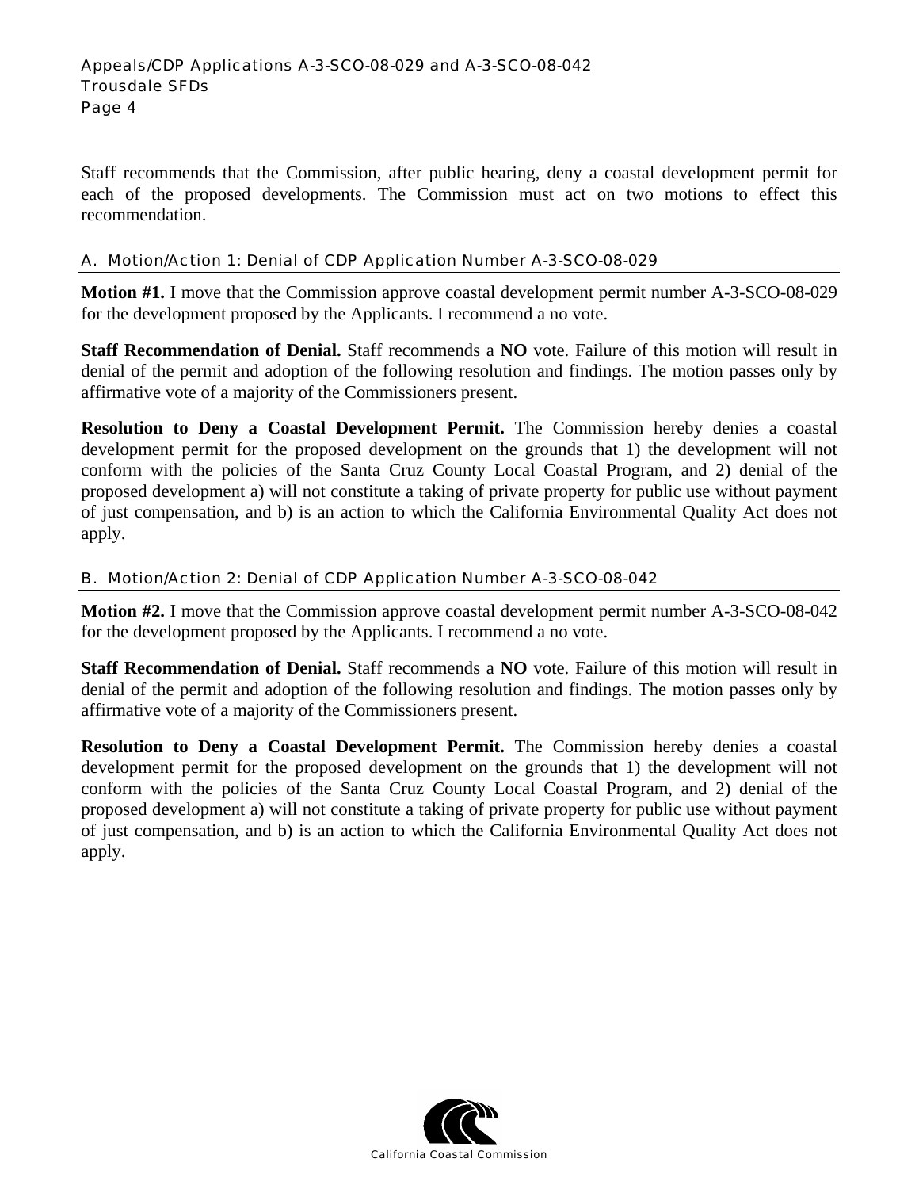Staff recommends that the Commission, after public hearing, deny a coastal development permit for each of the proposed developments. The Commission must act on two motions to effect this recommendation.

### A. Motion/Action 1: Denial of CDP Application Number A-3-SCO-08-029

**Motion #1.** I move that the Commission approve coastal development permit number A-3-SCO-08-029 for the development proposed by the Applicants. I recommend a no vote.

**Staff Recommendation of Denial.** Staff recommends a **NO** vote. Failure of this motion will result in denial of the permit and adoption of the following resolution and findings. The motion passes only by affirmative vote of a majority of the Commissioners present.

**Resolution to Deny a Coastal Development Permit.** The Commission hereby denies a coastal development permit for the proposed development on the grounds that 1) the development will not conform with the policies of the Santa Cruz County Local Coastal Program, and 2) denial of the proposed development a) will not constitute a taking of private property for public use without payment of just compensation, and b) is an action to which the California Environmental Quality Act does not apply.

### B. Motion/Action 2: Denial of CDP Application Number A-3-SCO-08-042

**Motion #2.** I move that the Commission approve coastal development permit number A-3-SCO-08-042 for the development proposed by the Applicants. I recommend a no vote.

**Staff Recommendation of Denial.** Staff recommends a **NO** vote. Failure of this motion will result in denial of the permit and adoption of the following resolution and findings. The motion passes only by affirmative vote of a majority of the Commissioners present.

**Resolution to Deny a Coastal Development Permit.** The Commission hereby denies a coastal development permit for the proposed development on the grounds that 1) the development will not conform with the policies of the Santa Cruz County Local Coastal Program, and 2) denial of the proposed development a) will not constitute a taking of private property for public use without payment of just compensation, and b) is an action to which the California Environmental Quality Act does not apply.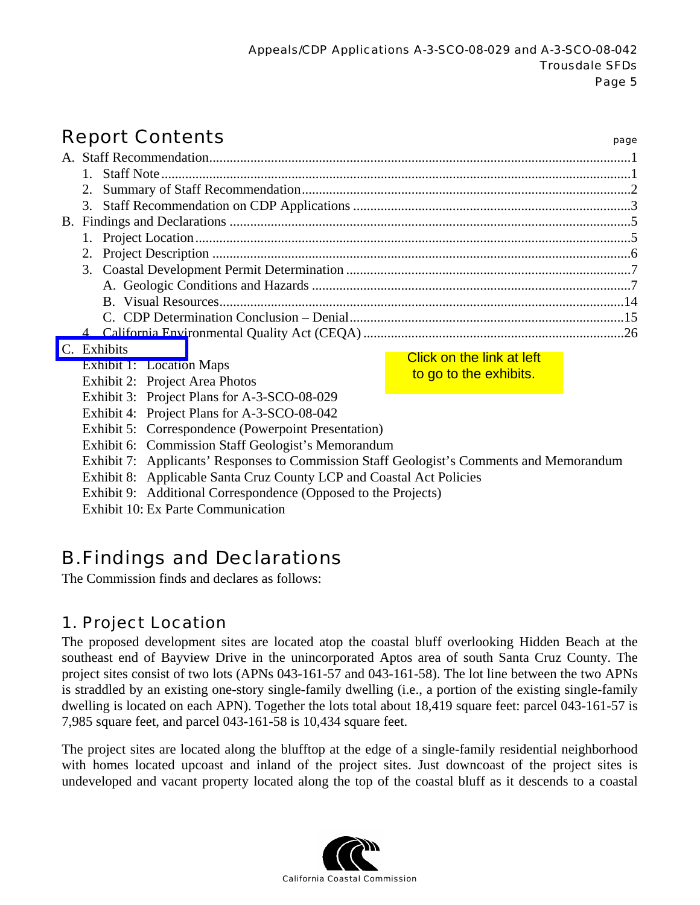## Report Contents

page

A. Staff Recommendation........................................................................................................................1
  1. Staff Note.......................................................................................................................................1
  2. Summary of Staff Recommendation...............................................................................................2
  3. Staff Recommendation on CDP Applications ................................................................................3
B. Findings and Declarations ..................................................................................................................5
  1. Project Location.............................................................................................................................5
  2. Project Description ........................................................................................................................6
  3. Coastal Development Permit Determination .................................................................................7
    A. Geologic Conditions and Hazards ...........................................................................................7
    B. Visual Resources....................................................................................................................14
    C. CDP Determination Conclusion – Denial...............................................................................15
  4. California Environmental Quality Act (CEQA) ...........................................................................26
C. Exhibits
  Exhibit 1: Location Maps
  Exhibit 2: Project Area Photos
  Exhibit 3: Project Plans for A-3-SCO-08-029
  Exhibit 4: Project Plans for A-3-SCO-08-042
  Exhibit 5: Correspondence (Powerpoint Presentation)
  Exhibit 6: Commission Staff Geologist's Memorandum
  Exhibit 7: Applicants' Responses to Commission Staff Geologist's Comments and Memorandum
  Exhibit 8: Applicable Santa Cruz County LCP and Coastal Act Policies
  Exhibit 9: Additional Correspondence (Opposed to the Projects)
  Exhibit 10: Ex Parte Communication

Click on the link at left to go to the exhibits.

## B. Findings and Declarations

The Commission finds and declares as follows:

### 1. Project Location

The proposed development sites are located atop the coastal bluff overlooking Hidden Beach at the southeast end of Bayview Drive in the unincorporated Aptos area of south Santa Cruz County. The project sites consist of two lots (APNs 043-161-57 and 043-161-58). The lot line between the two APNs is straddled by an existing one-story single-family dwelling (i.e., a portion of the existing single-family dwelling is located on each APN). Together the lots total about 18,419 square feet: parcel 043-161-57 is 7,985 square feet, and parcel 043-161-58 is 10,434 square feet.

The project sites are located along the blufftop at the edge of a single-family residential neighborhood with homes located upcoast and inland of the project sites. Just downcoast of the project sites is undeveloped and vacant property located along the top of the coastal bluff as it descends to a coastal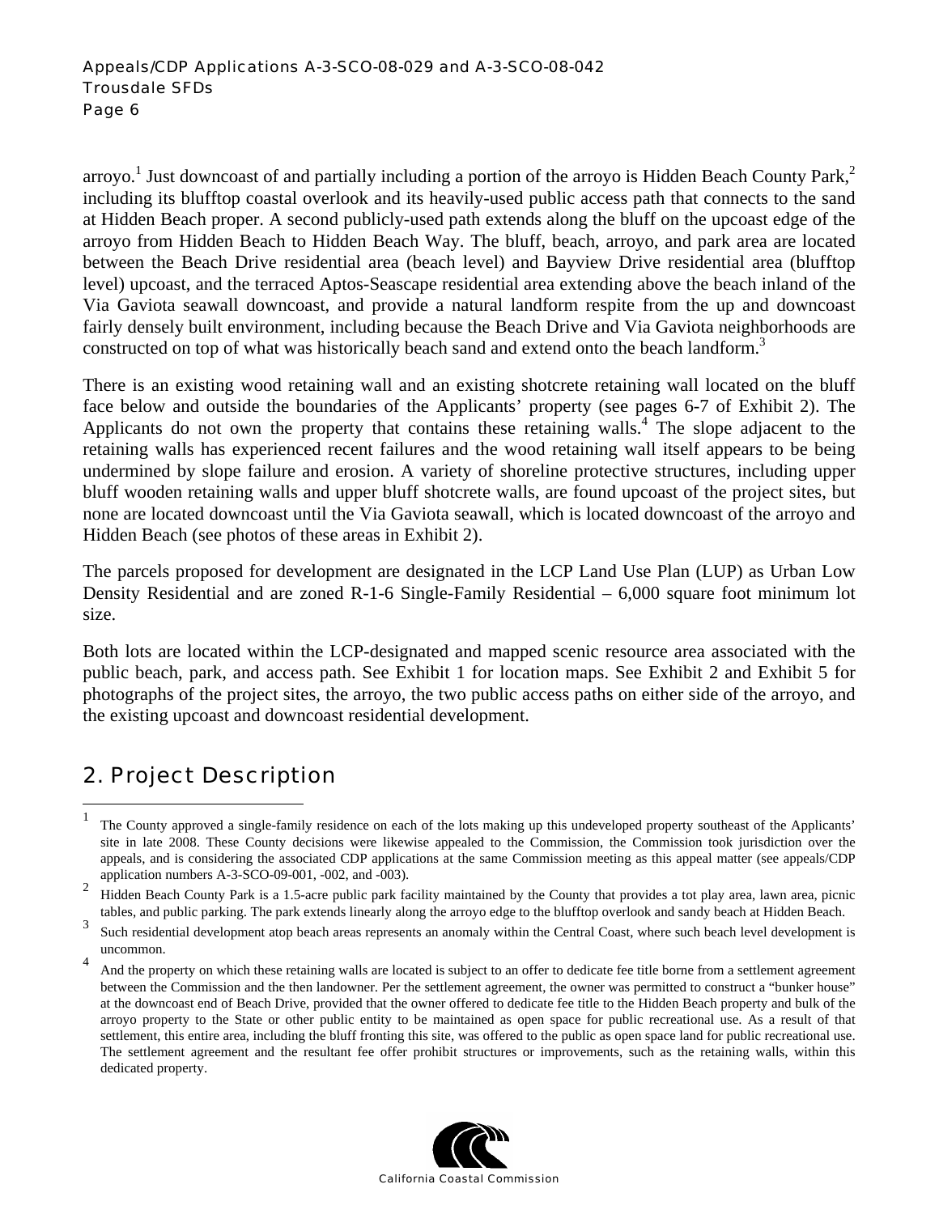arroyo.[1] Just downcoast of and partially including a portion of the arroyo is Hidden Beach County Park,[2] including its blufftop coastal overlook and its heavily-used public access path that connects to the sand at Hidden Beach proper. A second publicly-used path extends along the bluff on the upcoast edge of the arroyo from Hidden Beach to Hidden Beach Way. The bluff, beach, arroyo, and park area are located between the Beach Drive residential area (beach level) and Bayview Drive residential area (blufftop level) upcoast, and the terraced Aptos-Seascape residential area extending above the beach inland of the Via Gaviota seawall downcoast, and provide a natural landform respite from the up and downcoast fairly densely built environment, including because the Beach Drive and Via Gaviota neighborhoods are constructed on top of what was historically beach sand and extend onto the beach landform.[3]

There is an existing wood retaining wall and an existing shotcrete retaining wall located on the bluff face below and outside the boundaries of the Applicants' property (see pages 6-7 of Exhibit 2). The Applicants do not own the property that contains these retaining walls.[4] The slope adjacent to the retaining walls has experienced recent failures and the wood retaining wall itself appears to be being undermined by slope failure and erosion. A variety of shoreline protective structures, including upper bluff wooden retaining walls and upper bluff shotcrete walls, are found upcoast of the project sites, but none are located downcoast until the Via Gaviota seawall, which is located downcoast of the arroyo and Hidden Beach (see photos of these areas in Exhibit 2).

The parcels proposed for development are designated in the LCP Land Use Plan (LUP) as Urban Low Density Residential and are zoned R-1-6 Single-Family Residential – 6,000 square foot minimum lot size.

Both lots are located within the LCP-designated and mapped scenic resource area associated with the public beach, park, and access path. See Exhibit 1 for location maps. See Exhibit 2 and Exhibit 5 for photographs of the project sites, the arroyo, the two public access paths on either side of the arroyo, and the existing upcoast and downcoast residential development.

## 2. Project Description

---

[1] The County approved a single-family residence on each of the lots making up this undeveloped property southeast of the Applicants' site in late 2008. These County decisions were likewise appealed to the Commission, the Commission took jurisdiction over the appeals, and is considering the associated CDP applications at the same Commission meeting as this appeal matter (see appeals/CDP application numbers A-3-SCO-09-001, -002, and -003).

[2] Hidden Beach County Park is a 1.5-acre public park facility maintained by the County that provides a tot play area, lawn area, picnic tables, and public parking. The park extends linearly along the arroyo edge to the blufftop overlook and sandy beach at Hidden Beach.

[3] Such residential development atop beach areas represents an anomaly within the Central Coast, where such beach level development is uncommon.

[4] And the property on which these retaining walls are located is subject to an offer to dedicate fee title borne from a settlement agreement between the Commission and the then landowner. Per the settlement agreement, the owner was permitted to construct a "bunker house" at the downcoast end of Beach Drive, provided that the owner offered to dedicate fee title to the Hidden Beach property and bulk of the arroyo property to the State or other public entity to be maintained as open space for public recreational use. As a result of that settlement, this entire area, including the bluff fronting this site, was offered to the public as open space land for public recreational use. The settlement agreement and the resultant fee offer prohibit structures or improvements, such as the retaining walls, within this dedicated property.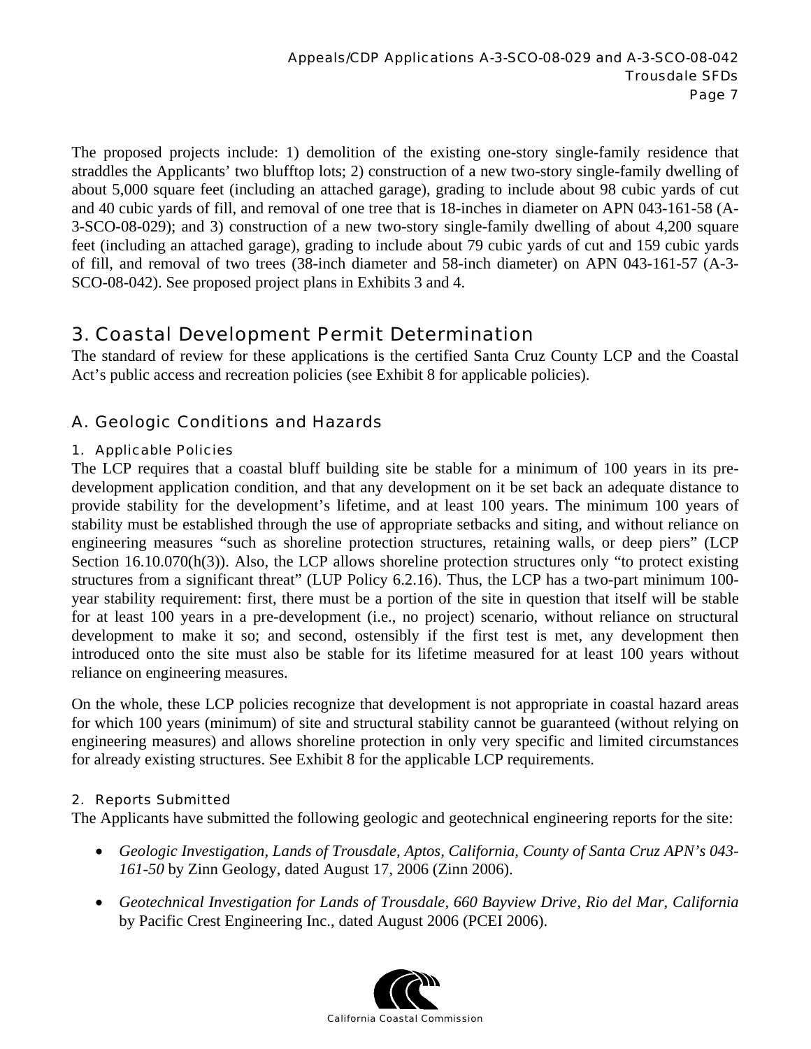The proposed projects include: 1) demolition of the existing one-story single-family residence that straddles the Applicants' two blufftop lots; 2) construction of a new two-story single-family dwelling of about 5,000 square feet (including an attached garage), grading to include about 98 cubic yards of cut and 40 cubic yards of fill, and removal of one tree that is 18-inches in diameter on APN 043-161-58 (A-3-SCO-08-029); and 3) construction of a new two-story single-family dwelling of about 4,200 square feet (including an attached garage), grading to include about 79 cubic yards of cut and 159 cubic yards of fill, and removal of two trees (38-inch diameter and 58-inch diameter) on APN 043-161-57 (A-3-SCO-08-042). See proposed project plans in Exhibits 3 and 4.

## 3. Coastal Development Permit Determination

The standard of review for these applications is the certified Santa Cruz County LCP and the Coastal Act's public access and recreation policies (see Exhibit 8 for applicable policies).

### A. Geologic Conditions and Hazards

#### 1. Applicable Policies

The LCP requires that a coastal bluff building site be stable for a minimum of 100 years in its pre-development application condition, and that any development on it be set back an adequate distance to provide stability for the development's lifetime, and at least 100 years. The minimum 100 years of stability must be established through the use of appropriate setbacks and siting, and without reliance on engineering measures "such as shoreline protection structures, retaining walls, or deep piers" (LCP Section 16.10.070(h(3)). Also, the LCP allows shoreline protection structures only "to protect existing structures from a significant threat" (LUP Policy 6.2.16). Thus, the LCP has a two-part minimum 100-year stability requirement: first, there must be a portion of the site in question that itself will be stable for at least 100 years in a pre-development (i.e., no project) scenario, without reliance on structural development to make it so; and second, ostensibly if the first test is met, any development then introduced onto the site must also be stable for its lifetime measured for at least 100 years without reliance on engineering measures.

On the whole, these LCP policies recognize that development is not appropriate in coastal hazard areas for which 100 years (minimum) of site and structural stability cannot be guaranteed (without relying on engineering measures) and allows shoreline protection in only very specific and limited circumstances for already existing structures. See Exhibit 8 for the applicable LCP requirements.

#### 2. Reports Submitted

The Applicants have submitted the following geologic and geotechnical engineering reports for the site:

- *Geologic Investigation, Lands of Trousdale, Aptos, California, County of Santa Cruz APN's 043-161-50* by Zinn Geology, dated August 17, 2006 (Zinn 2006).
- *Geotechnical Investigation for Lands of Trousdale, 660 Bayview Drive, Rio del Mar, California* by Pacific Crest Engineering Inc., dated August 2006 (PCEI 2006).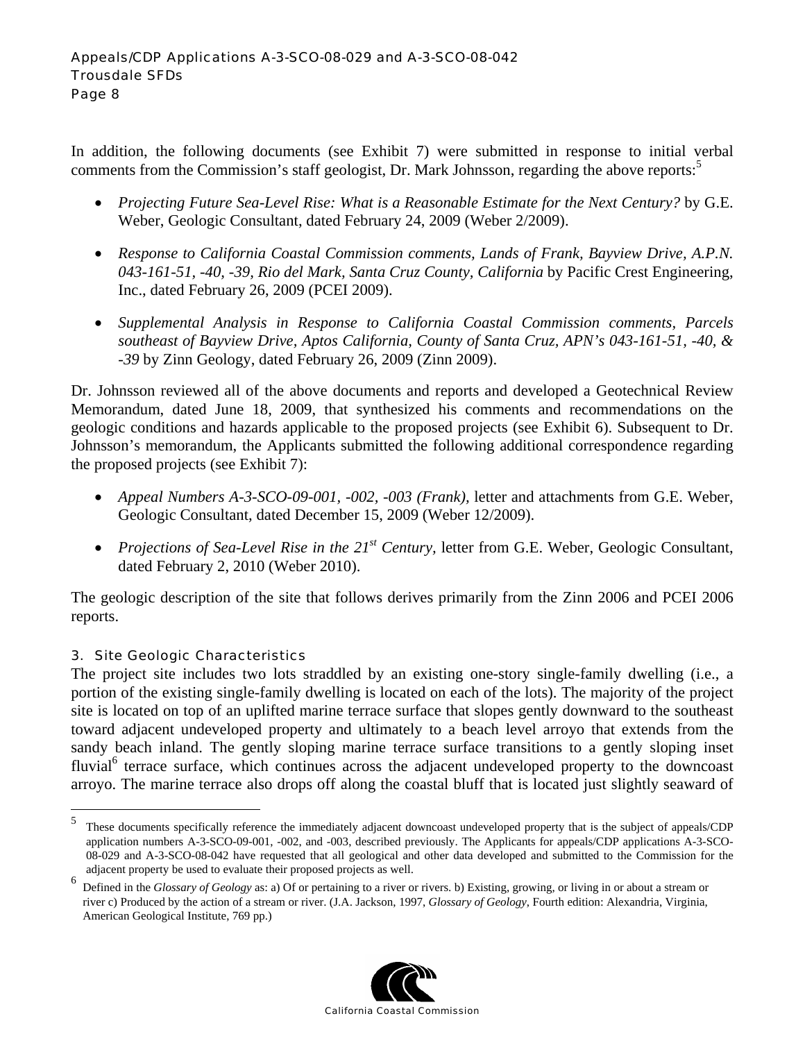In addition, the following documents (see Exhibit 7) were submitted in response to initial verbal comments from the Commission's staff geologist, Dr. Mark Johnsson, regarding the above reports:[5]

- *Projecting Future Sea-Level Rise: What is a Reasonable Estimate for the Next Century?* by G.E. Weber, Geologic Consultant, dated February 24, 2009 (Weber 2/2009).
- *Response to California Coastal Commission comments, Lands of Frank, Bayview Drive, A.P.N. 043-161-51, -40, -39, Rio del Mark, Santa Cruz County, California* by Pacific Crest Engineering, Inc., dated February 26, 2009 (PCEI 2009).
- *Supplemental Analysis in Response to California Coastal Commission comments, Parcels southeast of Bayview Drive, Aptos California, County of Santa Cruz, APN's 043-161-51, -40, & -39* by Zinn Geology, dated February 26, 2009 (Zinn 2009).

Dr. Johnsson reviewed all of the above documents and reports and developed a Geotechnical Review Memorandum, dated June 18, 2009, that synthesized his comments and recommendations on the geologic conditions and hazards applicable to the proposed projects (see Exhibit 6). Subsequent to Dr. Johnsson's memorandum, the Applicants submitted the following additional correspondence regarding the proposed projects (see Exhibit 7):

- *Appeal Numbers A-3-SCO-09-001, -002, -003 (Frank)*, letter and attachments from G.E. Weber, Geologic Consultant, dated December 15, 2009 (Weber 12/2009).
- *Projections of Sea-Level Rise in the 21st Century*, letter from G.E. Weber, Geologic Consultant, dated February 2, 2010 (Weber 2010).

The geologic description of the site that follows derives primarily from the Zinn 2006 and PCEI 2006 reports.

### 3. Site Geologic Characteristics

The project site includes two lots straddled by an existing one-story single-family dwelling (i.e., a portion of the existing single-family dwelling is located on each of the lots). The majority of the project site is located on top of an uplifted marine terrace surface that slopes gently downward to the southeast toward adjacent undeveloped property and ultimately to a beach level arroyo that extends from the sandy beach inland. The gently sloping marine terrace surface transitions to a gently sloping inset fluvial[6] terrace surface, which continues across the adjacent undeveloped property to the downcoast arroyo. The marine terrace also drops off along the coastal bluff that is located just slightly seaward of

---

[5] These documents specifically reference the immediately adjacent downcoast undeveloped property that is the subject of appeals/CDP application numbers A-3-SCO-09-001, -002, and -003, described previously. The Applicants for appeals/CDP applications A-3-SCO-08-029 and A-3-SCO-08-042 have requested that all geological and other data developed and submitted to the Commission for the adjacent property be used to evaluate their proposed projects as well.

[6] Defined in the *Glossary of Geology* as: a) Of or pertaining to a river or rivers. b) Existing, growing, or living in or about a stream or river c) Produced by the action of a stream or river. (J.A. Jackson, 1997, *Glossary of Geology*, Fourth edition: Alexandria, Virginia, American Geological Institute, 769 pp.)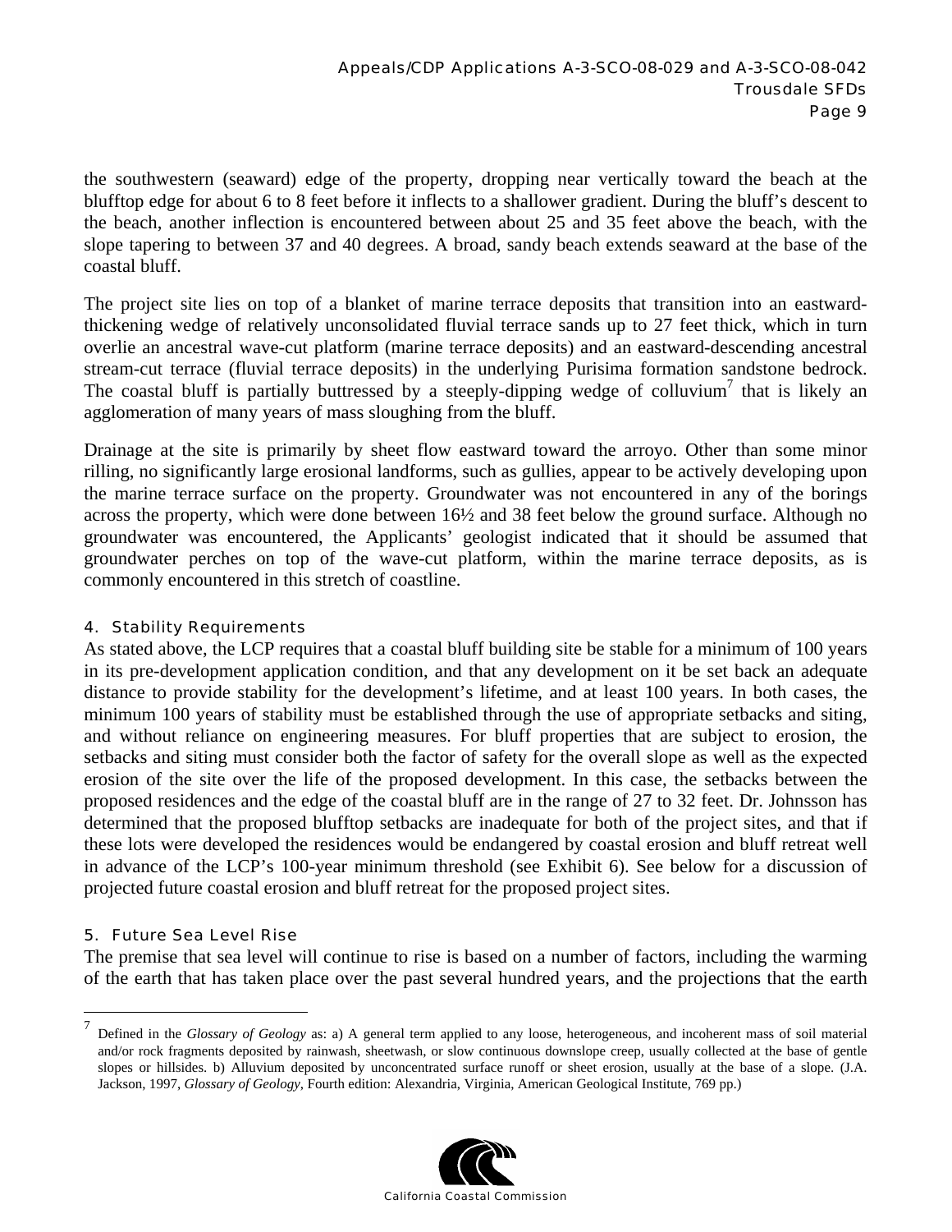the southwestern (seaward) edge of the property, dropping near vertically toward the beach at the blufftop edge for about 6 to 8 feet before it inflects to a shallower gradient. During the bluff's descent to the beach, another inflection is encountered between about 25 and 35 feet above the beach, with the slope tapering to between 37 and 40 degrees. A broad, sandy beach extends seaward at the base of the coastal bluff.

The project site lies on top of a blanket of marine terrace deposits that transition into an eastward-thickening wedge of relatively unconsolidated fluvial terrace sands up to 27 feet thick, which in turn overlie an ancestral wave-cut platform (marine terrace deposits) and an eastward-descending ancestral stream-cut terrace (fluvial terrace deposits) in the underlying Purisima formation sandstone bedrock. The coastal bluff is partially buttressed by a steeply-dipping wedge of colluvium[7] that is likely an agglomeration of many years of mass sloughing from the bluff.

Drainage at the site is primarily by sheet flow eastward toward the arroyo. Other than some minor rilling, no significantly large erosional landforms, such as gullies, appear to be actively developing upon the marine terrace surface on the property. Groundwater was not encountered in any of the borings across the property, which were done between 16½ and 38 feet below the ground surface. Although no groundwater was encountered, the Applicants' geologist indicated that it should be assumed that groundwater perches on top of the wave-cut platform, within the marine terrace deposits, as is commonly encountered in this stretch of coastline.

### 4. Stability Requirements

As stated above, the LCP requires that a coastal bluff building site be stable for a minimum of 100 years in its pre-development application condition, and that any development on it be set back an adequate distance to provide stability for the development's lifetime, and at least 100 years. In both cases, the minimum 100 years of stability must be established through the use of appropriate setbacks and siting, and without reliance on engineering measures. For bluff properties that are subject to erosion, the setbacks and siting must consider both the factor of safety for the overall slope as well as the expected erosion of the site over the life of the proposed development. In this case, the setbacks between the proposed residences and the edge of the coastal bluff are in the range of 27 to 32 feet. Dr. Johnsson has determined that the proposed blufftop setbacks are inadequate for both of the project sites, and that if these lots were developed the residences would be endangered by coastal erosion and bluff retreat well in advance of the LCP's 100-year minimum threshold (see Exhibit 6). See below for a discussion of projected future coastal erosion and bluff retreat for the proposed project sites.

### 5. Future Sea Level Rise

The premise that sea level will continue to rise is based on a number of factors, including the warming of the earth that has taken place over the past several hundred years, and the projections that the earth

---

[7] Defined in the *Glossary of Geology* as: a) A general term applied to any loose, heterogeneous, and incoherent mass of soil material and/or rock fragments deposited by rainwash, sheetwash, or slow continuous downslope creep, usually collected at the base of gentle slopes or hillsides. b) Alluvium deposited by unconcentrated surface runoff or sheet erosion, usually at the base of a slope. (J.A. Jackson, 1997, *Glossary of Geology*, Fourth edition: Alexandria, Virginia, American Geological Institute, 769 pp.)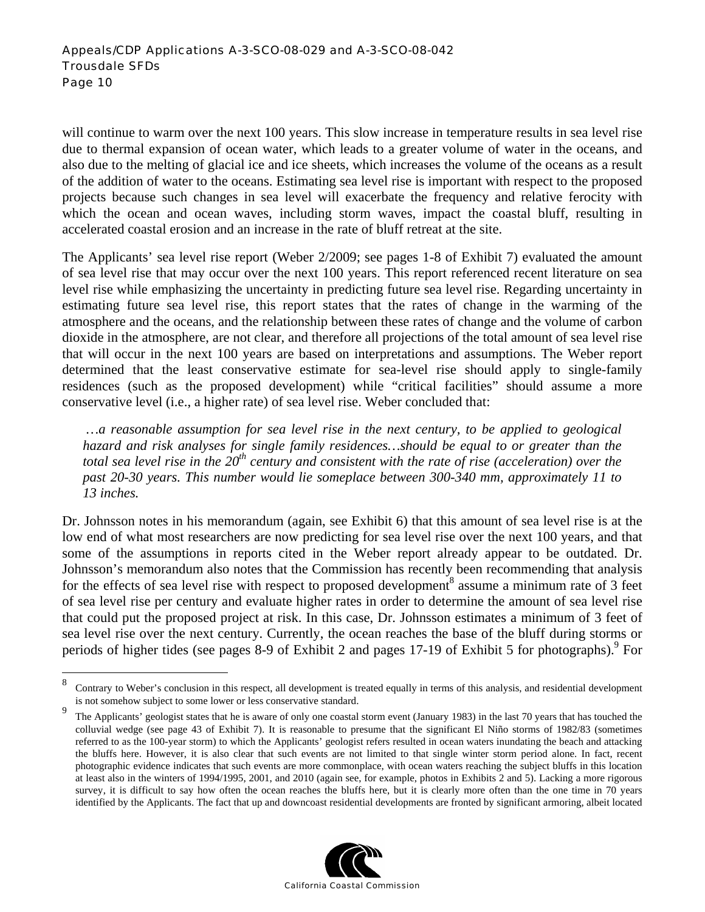will continue to warm over the next 100 years. This slow increase in temperature results in sea level rise due to thermal expansion of ocean water, which leads to a greater volume of water in the oceans, and also due to the melting of glacial ice and ice sheets, which increases the volume of the oceans as a result of the addition of water to the oceans. Estimating sea level rise is important with respect to the proposed projects because such changes in sea level will exacerbate the frequency and relative ferocity with which the ocean and ocean waves, including storm waves, impact the coastal bluff, resulting in accelerated coastal erosion and an increase in the rate of bluff retreat at the site.

The Applicants' sea level rise report (Weber 2/2009; see pages 1-8 of Exhibit 7) evaluated the amount of sea level rise that may occur over the next 100 years. This report referenced recent literature on sea level rise while emphasizing the uncertainty in predicting future sea level rise. Regarding uncertainty in estimating future sea level rise, this report states that the rates of change in the warming of the atmosphere and the oceans, and the relationship between these rates of change and the volume of carbon dioxide in the atmosphere, are not clear, and therefore all projections of the total amount of sea level rise that will occur in the next 100 years are based on interpretations and assumptions. The Weber report determined that the least conservative estimate for sea-level rise should apply to single-family residences (such as the proposed development) while "critical facilities" should assume a more conservative level (i.e., a higher rate) of sea level rise. Weber concluded that:

> *…a reasonable assumption for sea level rise in the next century, to be applied to geological hazard and risk analyses for single family residences…should be equal to or greater than the total sea level rise in the 20th century and consistent with the rate of rise (acceleration) over the past 20-30 years. This number would lie someplace between 300-340 mm, approximately 11 to 13 inches.*

Dr. Johnsson notes in his memorandum (again, see Exhibit 6) that this amount of sea level rise is at the low end of what most researchers are now predicting for sea level rise over the next 100 years, and that some of the assumptions in reports cited in the Weber report already appear to be outdated. Dr. Johnsson's memorandum also notes that the Commission has recently been recommending that analysis for the effects of sea level rise with respect to proposed development[8] assume a minimum rate of 3 feet of sea level rise per century and evaluate higher rates in order to determine the amount of sea level rise that could put the proposed project at risk. In this case, Dr. Johnsson estimates a minimum of 3 feet of sea level rise over the next century. Currently, the ocean reaches the base of the bluff during storms or periods of higher tides (see pages 8-9 of Exhibit 2 and pages 17-19 of Exhibit 5 for photographs).[9] For

---

[8] Contrary to Weber's conclusion in this respect, all development is treated equally in terms of this analysis, and residential development is not somehow subject to some lower or less conservative standard.

[9] The Applicants' geologist states that he is aware of only one coastal storm event (January 1983) in the last 70 years that has touched the colluvial wedge (see page 43 of Exhibit 7). It is reasonable to presume that the significant El Niño storms of 1982/83 (sometimes referred to as the 100-year storm) to which the Applicants' geologist refers resulted in ocean waters inundating the beach and attacking the bluffs here. However, it is also clear that such events are not limited to that single winter storm period alone. In fact, recent photographic evidence indicates that such events are more commonplace, with ocean waters reaching the subject bluffs in this location at least also in the winters of 1994/1995, 2001, and 2010 (again see, for example, photos in Exhibits 2 and 5). Lacking a more rigorous survey, it is difficult to say how often the ocean reaches the bluffs here, but it is clearly more often than the one time in 70 years identified by the Applicants. The fact that up and downcoast residential developments are fronted by significant armoring, albeit located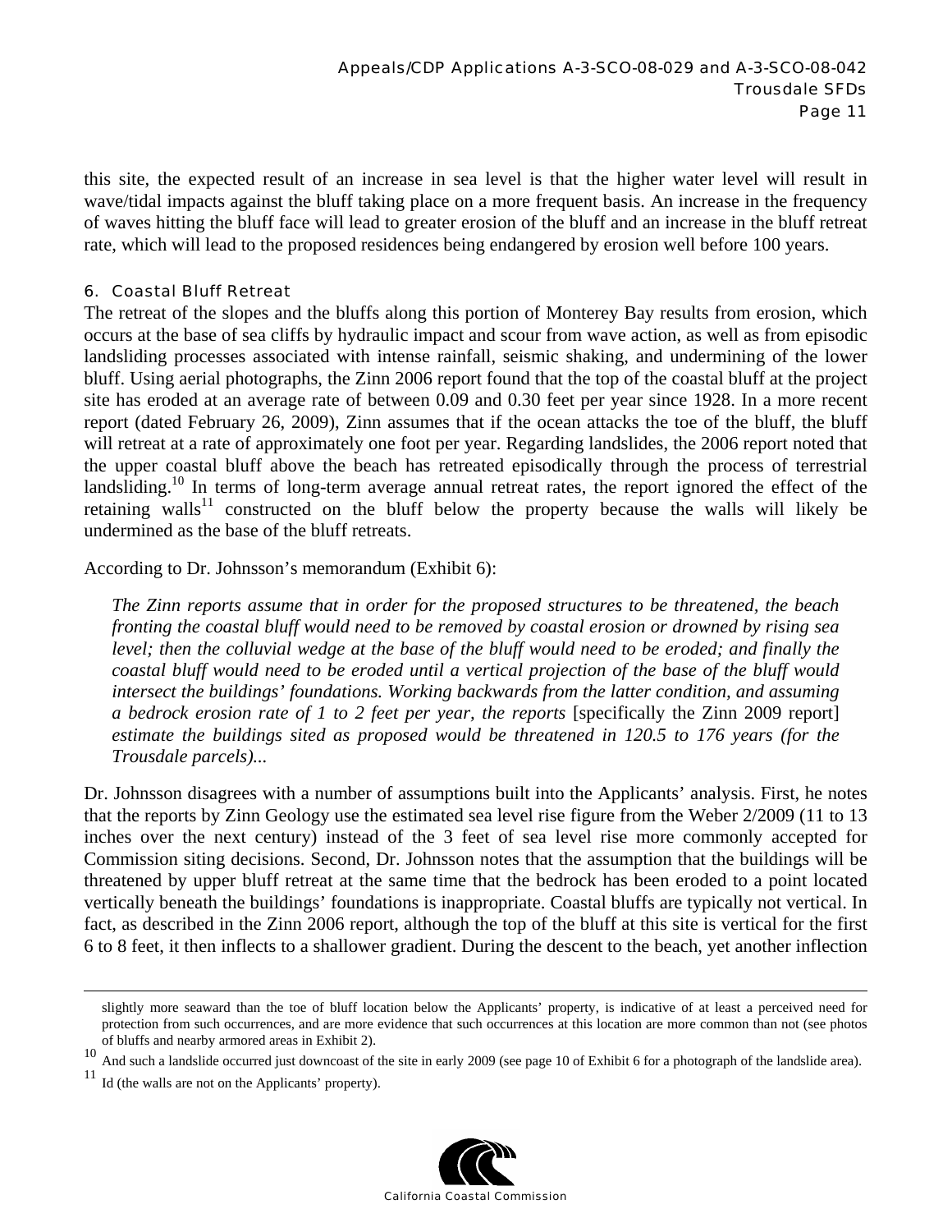this site, the expected result of an increase in sea level is that the higher water level will result in wave/tidal impacts against the bluff taking place on a more frequent basis. An increase in the frequency of waves hitting the bluff face will lead to greater erosion of the bluff and an increase in the bluff retreat rate, which will lead to the proposed residences being endangered by erosion well before 100 years.

#### 6. Coastal Bluff Retreat

The retreat of the slopes and the bluffs along this portion of Monterey Bay results from erosion, which occurs at the base of sea cliffs by hydraulic impact and scour from wave action, as well as from episodic landsliding processes associated with intense rainfall, seismic shaking, and undermining of the lower bluff. Using aerial photographs, the Zinn 2006 report found that the top of the coastal bluff at the project site has eroded at an average rate of between 0.09 and 0.30 feet per year since 1928. In a more recent report (dated February 26, 2009), Zinn assumes that if the ocean attacks the toe of the bluff, the bluff will retreat at a rate of approximately one foot per year. Regarding landslides, the 2006 report noted that the upper coastal bluff above the beach has retreated episodically through the process of terrestrial landsliding.[10] In terms of long-term average annual retreat rates, the report ignored the effect of the retaining walls[11] constructed on the bluff below the property because the walls will likely be undermined as the base of the bluff retreats.

According to Dr. Johnsson's memorandum (Exhibit 6):

> *The Zinn reports assume that in order for the proposed structures to be threatened, the beach fronting the coastal bluff would need to be removed by coastal erosion or drowned by rising sea level; then the colluvial wedge at the base of the bluff would need to be eroded; and finally the coastal bluff would need to be eroded until a vertical projection of the base of the bluff would intersect the buildings' foundations. Working backwards from the latter condition, and assuming a bedrock erosion rate of 1 to 2 feet per year, the reports* [specifically the Zinn 2009 report] *estimate the buildings sited as proposed would be threatened in 120.5 to 176 years (for the Trousdale parcels)...*

Dr. Johnsson disagrees with a number of assumptions built into the Applicants' analysis. First, he notes that the reports by Zinn Geology use the estimated sea level rise figure from the Weber 2/2009 (11 to 13 inches over the next century) instead of the 3 feet of sea level rise more commonly accepted for Commission siting decisions. Second, Dr. Johnsson notes that the assumption that the buildings will be threatened by upper bluff retreat at the same time that the bedrock has been eroded to a point located vertically beneath the buildings' foundations is inappropriate. Coastal bluffs are typically not vertical. In fact, as described in the Zinn 2006 report, although the top of the bluff at this site is vertical for the first 6 to 8 feet, it then inflects to a shallower gradient. During the descent to the beach, yet another inflection

---

slightly more seaward than the toe of bluff location below the Applicants' property, is indicative of at least a perceived need for protection from such occurrences, and are more evidence that such occurrences at this location are more common than not (see photos of bluffs and nearby armored areas in Exhibit 2).

[10] And such a landslide occurred just downcoast of the site in early 2009 (see page 10 of Exhibit 6 for a photograph of the landslide area).

[11] Id (the walls are not on the Applicants' property).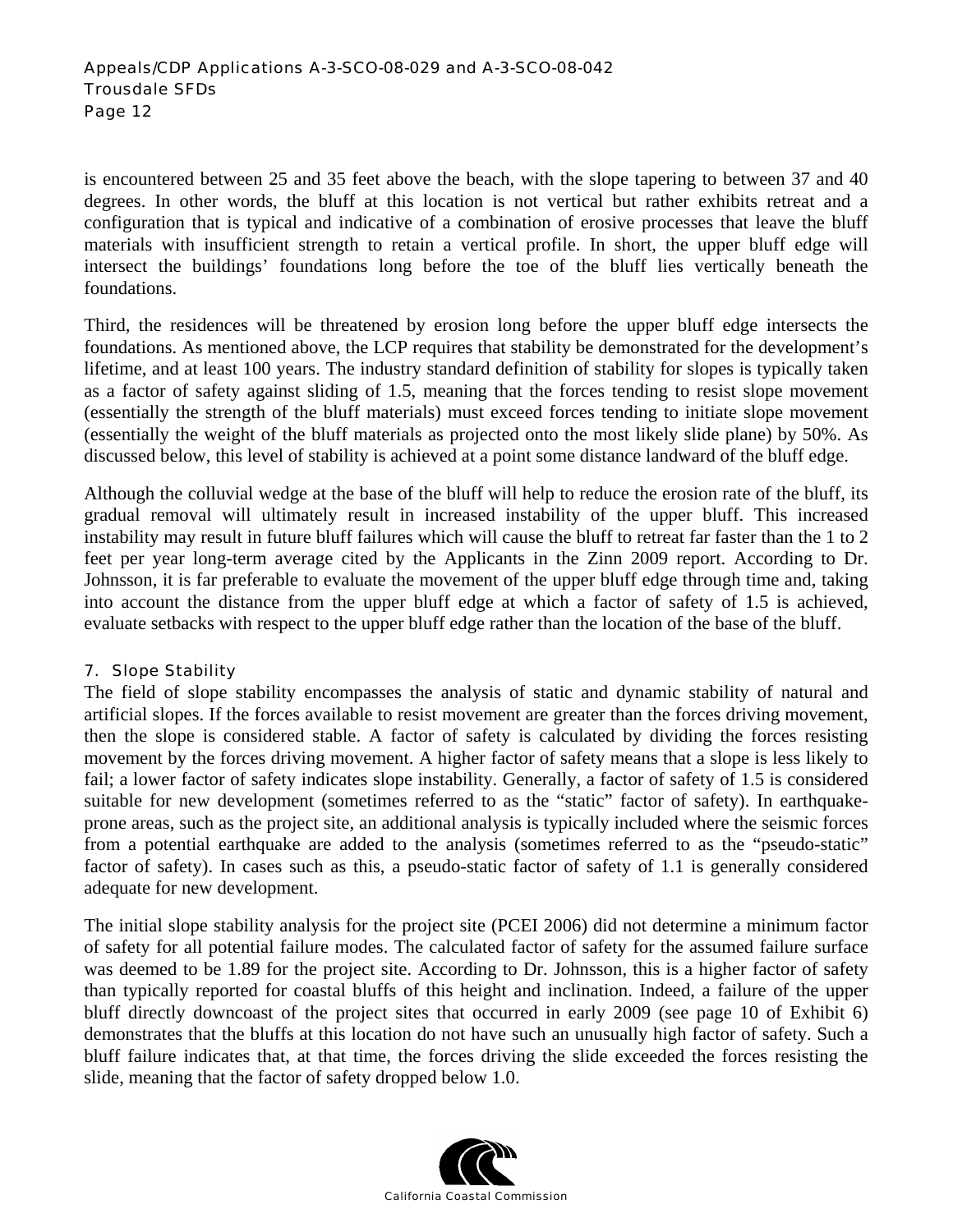is encountered between 25 and 35 feet above the beach, with the slope tapering to between 37 and 40 degrees. In other words, the bluff at this location is not vertical but rather exhibits retreat and a configuration that is typical and indicative of a combination of erosive processes that leave the bluff materials with insufficient strength to retain a vertical profile. In short, the upper bluff edge will intersect the buildings' foundations long before the toe of the bluff lies vertically beneath the foundations.

Third, the residences will be threatened by erosion long before the upper bluff edge intersects the foundations. As mentioned above, the LCP requires that stability be demonstrated for the development's lifetime, and at least 100 years. The industry standard definition of stability for slopes is typically taken as a factor of safety against sliding of 1.5, meaning that the forces tending to resist slope movement (essentially the strength of the bluff materials) must exceed forces tending to initiate slope movement (essentially the weight of the bluff materials as projected onto the most likely slide plane) by 50%. As discussed below, this level of stability is achieved at a point some distance landward of the bluff edge.

Although the colluvial wedge at the base of the bluff will help to reduce the erosion rate of the bluff, its gradual removal will ultimately result in increased instability of the upper bluff. This increased instability may result in future bluff failures which will cause the bluff to retreat far faster than the 1 to 2 feet per year long-term average cited by the Applicants in the Zinn 2009 report. According to Dr. Johnsson, it is far preferable to evaluate the movement of the upper bluff edge through time and, taking into account the distance from the upper bluff edge at which a factor of safety of 1.5 is achieved, evaluate setbacks with respect to the upper bluff edge rather than the location of the base of the bluff.

### 7. Slope Stability

The field of slope stability encompasses the analysis of static and dynamic stability of natural and artificial slopes. If the forces available to resist movement are greater than the forces driving movement, then the slope is considered stable. A factor of safety is calculated by dividing the forces resisting movement by the forces driving movement. A higher factor of safety means that a slope is less likely to fail; a lower factor of safety indicates slope instability. Generally, a factor of safety of 1.5 is considered suitable for new development (sometimes referred to as the "static" factor of safety). In earthquake-prone areas, such as the project site, an additional analysis is typically included where the seismic forces from a potential earthquake are added to the analysis (sometimes referred to as the "pseudo-static" factor of safety). In cases such as this, a pseudo-static factor of safety of 1.1 is generally considered adequate for new development.

The initial slope stability analysis for the project site (PCEI 2006) did not determine a minimum factor of safety for all potential failure modes. The calculated factor of safety for the assumed failure surface was deemed to be 1.89 for the project site. According to Dr. Johnsson, this is a higher factor of safety than typically reported for coastal bluffs of this height and inclination. Indeed, a failure of the upper bluff directly downcoast of the project sites that occurred in early 2009 (see page 10 of Exhibit 6) demonstrates that the bluffs at this location do not have such an unusually high factor of safety. Such a bluff failure indicates that, at that time, the forces driving the slide exceeded the forces resisting the slide, meaning that the factor of safety dropped below 1.0.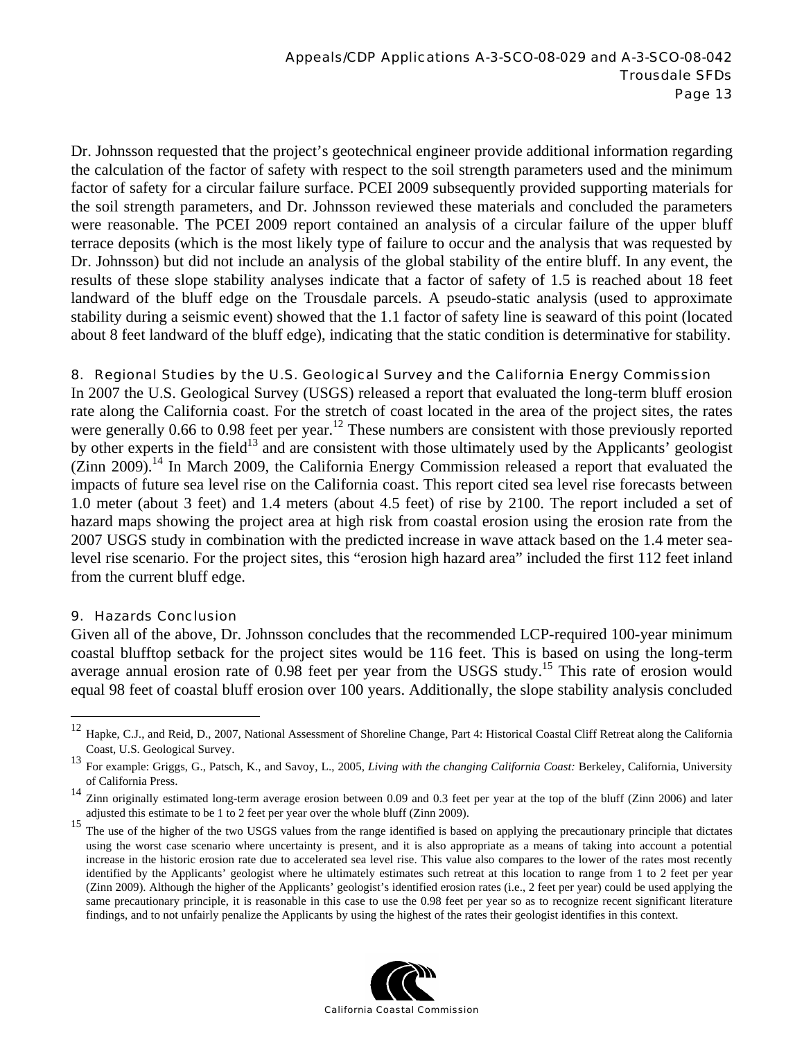Dr. Johnsson requested that the project's geotechnical engineer provide additional information regarding the calculation of the factor of safety with respect to the soil strength parameters used and the minimum factor of safety for a circular failure surface. PCEI 2009 subsequently provided supporting materials for the soil strength parameters, and Dr. Johnsson reviewed these materials and concluded the parameters were reasonable. The PCEI 2009 report contained an analysis of a circular failure of the upper bluff terrace deposits (which is the most likely type of failure to occur and the analysis that was requested by Dr. Johnsson) but did not include an analysis of the global stability of the entire bluff. In any event, the results of these slope stability analyses indicate that a factor of safety of 1.5 is reached about 18 feet landward of the bluff edge on the Trousdale parcels. A pseudo-static analysis (used to approximate stability during a seismic event) showed that the 1.1 factor of safety line is seaward of this point (located about 8 feet landward of the bluff edge), indicating that the static condition is determinative for stability.

### 8. Regional Studies by the U.S. Geological Survey and the California Energy Commission

In 2007 the U.S. Geological Survey (USGS) released a report that evaluated the long-term bluff erosion rate along the California coast. For the stretch of coast located in the area of the project sites, the rates were generally 0.66 to 0.98 feet per year.[12] These numbers are consistent with those previously reported by other experts in the field[13] and are consistent with those ultimately used by the Applicants' geologist (Zinn 2009).[14] In March 2009, the California Energy Commission released a report that evaluated the impacts of future sea level rise on the California coast. This report cited sea level rise forecasts between 1.0 meter (about 3 feet) and 1.4 meters (about 4.5 feet) of rise by 2100. The report included a set of hazard maps showing the project area at high risk from coastal erosion using the erosion rate from the 2007 USGS study in combination with the predicted increase in wave attack based on the 1.4 meter sea-level rise scenario. For the project sites, this "erosion high hazard area" included the first 112 feet inland from the current bluff edge.

### 9. Hazards Conclusion

Given all of the above, Dr. Johnsson concludes that the recommended LCP-required 100-year minimum coastal blufftop setback for the project sites would be 116 feet. This is based on using the long-term average annual erosion rate of 0.98 feet per year from the USGS study.[15] This rate of erosion would equal 98 feet of coastal bluff erosion over 100 years. Additionally, the slope stability analysis concluded

---

[12] Hapke, C.J., and Reid, D., 2007, National Assessment of Shoreline Change, Part 4: Historical Coastal Cliff Retreat along the California Coast, U.S. Geological Survey.

[13] For example: Griggs, G., Patsch, K., and Savoy, L., 2005, *Living with the changing California Coast:* Berkeley, California, University of California Press.

[14] Zinn originally estimated long-term average erosion between 0.09 and 0.3 feet per year at the top of the bluff (Zinn 2006) and later adjusted this estimate to be 1 to 2 feet per year over the whole bluff (Zinn 2009).

[15] The use of the higher of the two USGS values from the range identified is based on applying the precautionary principle that dictates using the worst case scenario where uncertainty is present, and it is also appropriate as a means of taking into account a potential increase in the historic erosion rate due to accelerated sea level rise. This value also compares to the lower of the rates most recently identified by the Applicants' geologist where he ultimately estimates such retreat at this location to range from 1 to 2 feet per year (Zinn 2009). Although the higher of the Applicants' geologist's identified erosion rates (i.e., 2 feet per year) could be used applying the same precautionary principle, it is reasonable in this case to use the 0.98 feet per year so as to recognize recent significant literature findings, and to not unfairly penalize the Applicants by using the highest of the rates their geologist identifies in this context.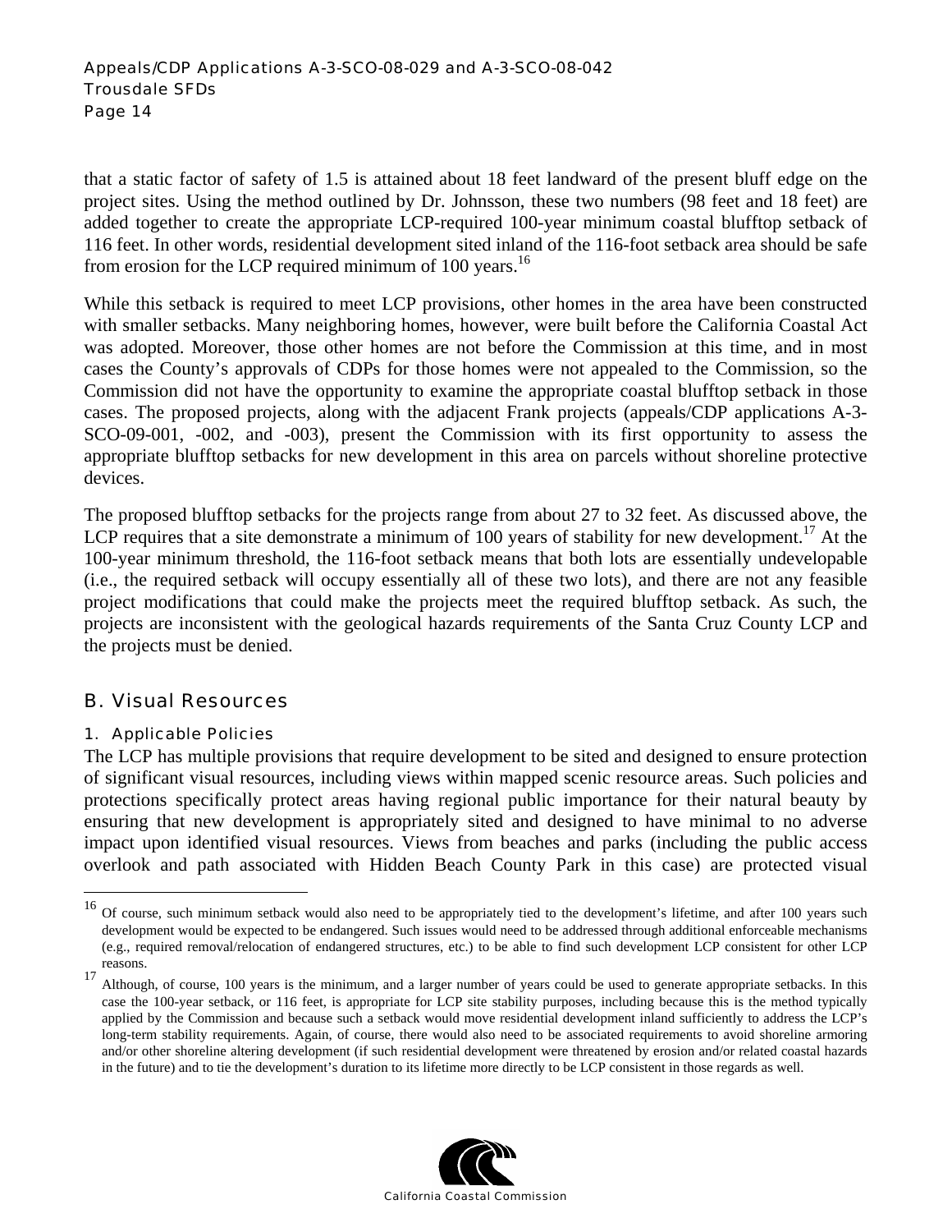that a static factor of safety of 1.5 is attained about 18 feet landward of the present bluff edge on the project sites. Using the method outlined by Dr. Johnsson, these two numbers (98 feet and 18 feet) are added together to create the appropriate LCP-required 100-year minimum coastal blufftop setback of 116 feet. In other words, residential development sited inland of the 116-foot setback area should be safe from erosion for the LCP required minimum of 100 years.[16]

While this setback is required to meet LCP provisions, other homes in the area have been constructed with smaller setbacks. Many neighboring homes, however, were built before the California Coastal Act was adopted. Moreover, those other homes are not before the Commission at this time, and in most cases the County's approvals of CDPs for those homes were not appealed to the Commission, so the Commission did not have the opportunity to examine the appropriate coastal blufftop setback in those cases. The proposed projects, along with the adjacent Frank projects (appeals/CDP applications A-3-SCO-09-001, -002, and -003), present the Commission with its first opportunity to assess the appropriate blufftop setbacks for new development in this area on parcels without shoreline protective devices.

The proposed blufftop setbacks for the projects range from about 27 to 32 feet. As discussed above, the LCP requires that a site demonstrate a minimum of 100 years of stability for new development.[17] At the 100-year minimum threshold, the 116-foot setback means that both lots are essentially undevelopable (i.e., the required setback will occupy essentially all of these two lots), and there are not any feasible project modifications that could make the projects meet the required blufftop setback. As such, the projects are inconsistent with the geological hazards requirements of the Santa Cruz County LCP and the projects must be denied.

## B. Visual Resources

### 1. Applicable Policies

The LCP has multiple provisions that require development to be sited and designed to ensure protection of significant visual resources, including views within mapped scenic resource areas. Such policies and protections specifically protect areas having regional public importance for their natural beauty by ensuring that new development is appropriately sited and designed to have minimal to no adverse impact upon identified visual resources. Views from beaches and parks (including the public access overlook and path associated with Hidden Beach County Park in this case) are protected visual

---

[16] Of course, such minimum setback would also need to be appropriately tied to the development's lifetime, and after 100 years such development would be expected to be endangered. Such issues would need to be addressed through additional enforceable mechanisms (e.g., required removal/relocation of endangered structures, etc.) to be able to find such development LCP consistent for other LCP reasons.

[17] Although, of course, 100 years is the minimum, and a larger number of years could be used to generate appropriate setbacks. In this case the 100-year setback, or 116 feet, is appropriate for LCP site stability purposes, including because this is the method typically applied by the Commission and because such a setback would move residential development inland sufficiently to address the LCP's long-term stability requirements. Again, of course, there would also need to be associated requirements to avoid shoreline armoring and/or other shoreline altering development (if such residential development were threatened by erosion and/or related coastal hazards in the future) and to tie the development's duration to its lifetime more directly to be LCP consistent in those regards as well.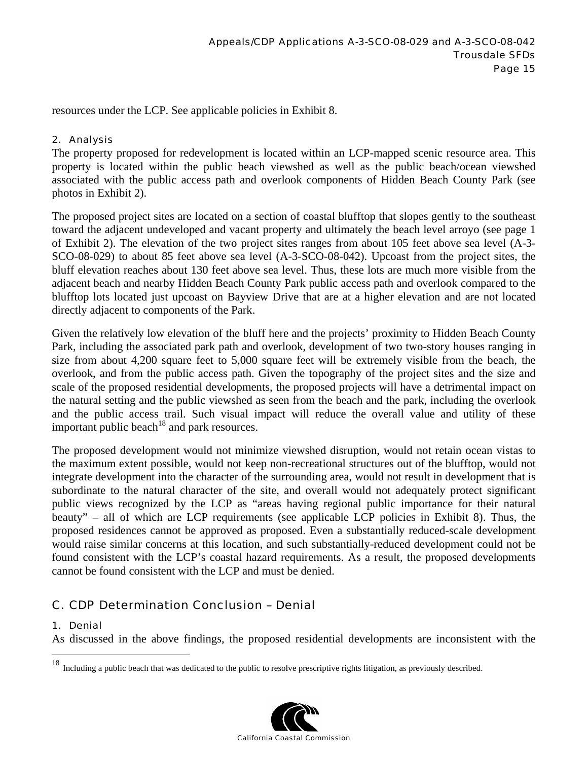resources under the LCP. See applicable policies in Exhibit 8.

### 2. Analysis

The property proposed for redevelopment is located within an LCP-mapped scenic resource area. This property is located within the public beach viewshed as well as the public beach/ocean viewshed associated with the public access path and overlook components of Hidden Beach County Park (see photos in Exhibit 2).

The proposed project sites are located on a section of coastal blufftop that slopes gently to the southeast toward the adjacent undeveloped and vacant property and ultimately the beach level arroyo (see page 1 of Exhibit 2). The elevation of the two project sites ranges from about 105 feet above sea level (A-3-SCO-08-029) to about 85 feet above sea level (A-3-SCO-08-042). Upcoast from the project sites, the bluff elevation reaches about 130 feet above sea level. Thus, these lots are much more visible from the adjacent beach and nearby Hidden Beach County Park public access path and overlook compared to the blufftop lots located just upcoast on Bayview Drive that are at a higher elevation and are not located directly adjacent to components of the Park.

Given the relatively low elevation of the bluff here and the projects' proximity to Hidden Beach County Park, including the associated park path and overlook, development of two two-story houses ranging in size from about 4,200 square feet to 5,000 square feet will be extremely visible from the beach, the overlook, and from the public access path. Given the topography of the project sites and the size and scale of the proposed residential developments, the proposed projects will have a detrimental impact on the natural setting and the public viewshed as seen from the beach and the park, including the overlook and the public access trail. Such visual impact will reduce the overall value and utility of these important public beach[18] and park resources.

The proposed development would not minimize viewshed disruption, would not retain ocean vistas to the maximum extent possible, would not keep non-recreational structures out of the blufftop, would not integrate development into the character of the surrounding area, would not result in development that is subordinate to the natural character of the site, and overall would not adequately protect significant public views recognized by the LCP as "areas having regional public importance for their natural beauty" – all of which are LCP requirements (see applicable LCP policies in Exhibit 8). Thus, the proposed residences cannot be approved as proposed. Even a substantially reduced-scale development would raise similar concerns at this location, and such substantially-reduced development could not be found consistent with the LCP's coastal hazard requirements. As a result, the proposed developments cannot be found consistent with the LCP and must be denied.

## C. CDP Determination Conclusion – Denial

### 1. Denial

As discussed in the above findings, the proposed residential developments are inconsistent with the

[18] Including a public beach that was dedicated to the public to resolve prescriptive rights litigation, as previously described.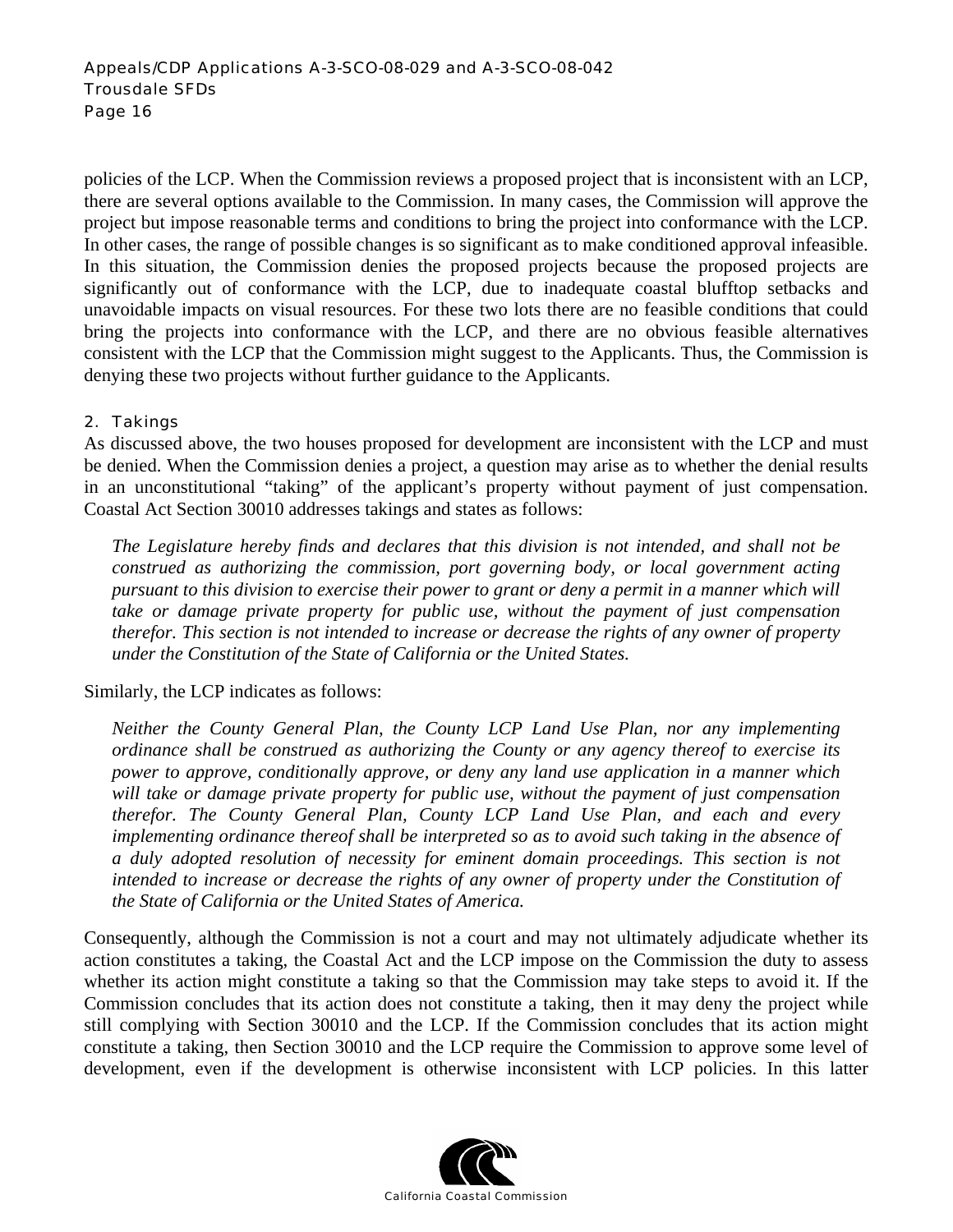policies of the LCP. When the Commission reviews a proposed project that is inconsistent with an LCP, there are several options available to the Commission. In many cases, the Commission will approve the project but impose reasonable terms and conditions to bring the project into conformance with the LCP. In other cases, the range of possible changes is so significant as to make conditioned approval infeasible. In this situation, the Commission denies the proposed projects because the proposed projects are significantly out of conformance with the LCP, due to inadequate coastal blufftop setbacks and unavoidable impacts on visual resources. For these two lots there are no feasible conditions that could bring the projects into conformance with the LCP, and there are no obvious feasible alternatives consistent with the LCP that the Commission might suggest to the Applicants. Thus, the Commission is denying these two projects without further guidance to the Applicants.

### 2. Takings

As discussed above, the two houses proposed for development are inconsistent with the LCP and must be denied. When the Commission denies a project, a question may arise as to whether the denial results in an unconstitutional "taking" of the applicant's property without payment of just compensation. Coastal Act Section 30010 addresses takings and states as follows:

> *The Legislature hereby finds and declares that this division is not intended, and shall not be construed as authorizing the commission, port governing body, or local government acting pursuant to this division to exercise their power to grant or deny a permit in a manner which will take or damage private property for public use, without the payment of just compensation therefor. This section is not intended to increase or decrease the rights of any owner of property under the Constitution of the State of California or the United States.*

Similarly, the LCP indicates as follows:

> *Neither the County General Plan, the County LCP Land Use Plan, nor any implementing ordinance shall be construed as authorizing the County or any agency thereof to exercise its power to approve, conditionally approve, or deny any land use application in a manner which will take or damage private property for public use, without the payment of just compensation therefor. The County General Plan, County LCP Land Use Plan, and each and every implementing ordinance thereof shall be interpreted so as to avoid such taking in the absence of a duly adopted resolution of necessity for eminent domain proceedings. This section is not intended to increase or decrease the rights of any owner of property under the Constitution of the State of California or the United States of America.*

Consequently, although the Commission is not a court and may not ultimately adjudicate whether its action constitutes a taking, the Coastal Act and the LCP impose on the Commission the duty to assess whether its action might constitute a taking so that the Commission may take steps to avoid it. If the Commission concludes that its action does not constitute a taking, then it may deny the project while still complying with Section 30010 and the LCP. If the Commission concludes that its action might constitute a taking, then Section 30010 and the LCP require the Commission to approve some level of development, even if the development is otherwise inconsistent with LCP policies. In this latter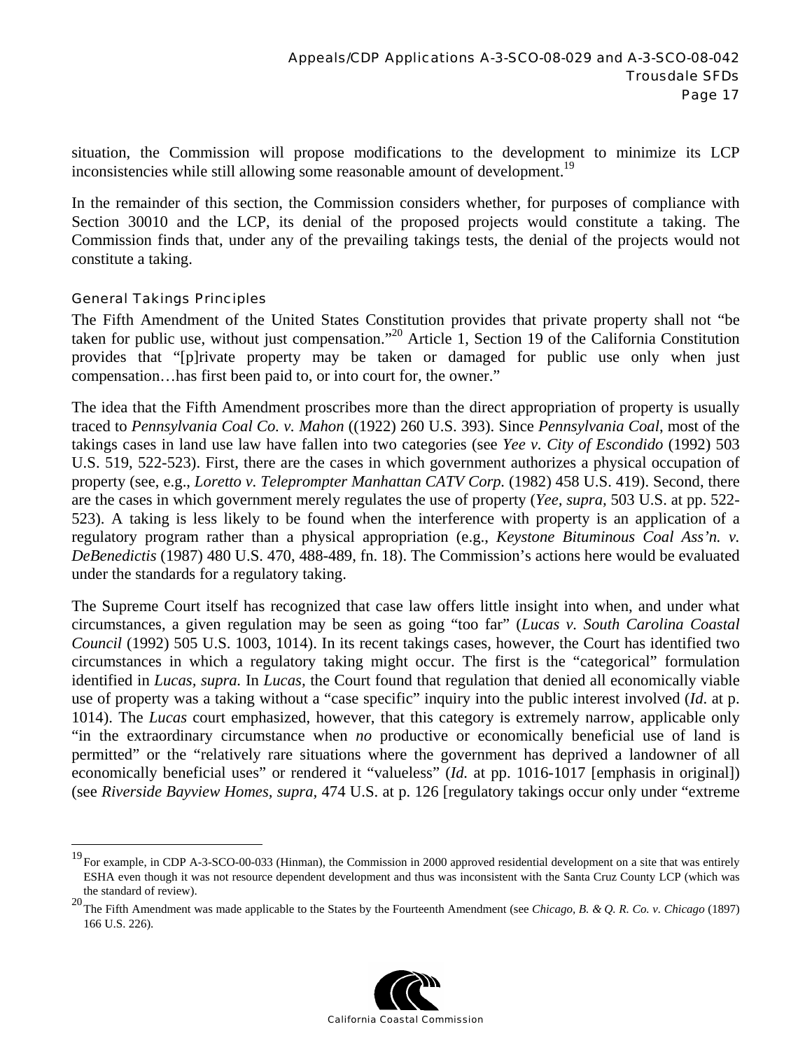situation, the Commission will propose modifications to the development to minimize its LCP inconsistencies while still allowing some reasonable amount of development.[19]

In the remainder of this section, the Commission considers whether, for purposes of compliance with Section 30010 and the LCP, its denial of the proposed projects would constitute a taking. The Commission finds that, under any of the prevailing takings tests, the denial of the projects would not constitute a taking.

### General Takings Principles

The Fifth Amendment of the United States Constitution provides that private property shall not "be taken for public use, without just compensation."[20] Article 1, Section 19 of the California Constitution provides that "[p]rivate property may be taken or damaged for public use only when just compensation…has first been paid to, or into court for, the owner."

The idea that the Fifth Amendment proscribes more than the direct appropriation of property is usually traced to *Pennsylvania Coal Co. v. Mahon* ((1922) 260 U.S. 393). Since *Pennsylvania Coal*, most of the takings cases in land use law have fallen into two categories (see *Yee v. City of Escondido* (1992) 503 U.S. 519, 522-523). First, there are the cases in which government authorizes a physical occupation of property (see, e.g., *Loretto v. Teleprompter Manhattan CATV Corp.* (1982) 458 U.S. 419). Second, there are the cases in which government merely regulates the use of property (*Yee, supra*, 503 U.S. at pp. 522-523). A taking is less likely to be found when the interference with property is an application of a regulatory program rather than a physical appropriation (e.g., *Keystone Bituminous Coal Ass'n. v. DeBenedictis* (1987) 480 U.S. 470, 488-489, fn. 18). The Commission's actions here would be evaluated under the standards for a regulatory taking.

The Supreme Court itself has recognized that case law offers little insight into when, and under what circumstances, a given regulation may be seen as going "too far" (*Lucas v. South Carolina Coastal Council* (1992) 505 U.S. 1003, 1014). In its recent takings cases, however, the Court has identified two circumstances in which a regulatory taking might occur. The first is the "categorical" formulation identified in *Lucas, supra.* In *Lucas*, the Court found that regulation that denied all economically viable use of property was a taking without a "case specific" inquiry into the public interest involved (*Id*. at p. 1014). The *Lucas* court emphasized, however, that this category is extremely narrow, applicable only "in the extraordinary circumstance when *no* productive or economically beneficial use of land is permitted" or the "relatively rare situations where the government has deprived a landowner of all economically beneficial uses" or rendered it "valueless" (*Id.* at pp. 1016-1017 [emphasis in original]) (see *Riverside Bayview Homes, supra,* 474 U.S. at p. 126 [regulatory takings occur only under "extreme

---

[19] For example, in CDP A-3-SCO-00-033 (Hinman), the Commission in 2000 approved residential development on a site that was entirely ESHA even though it was not resource dependent development and thus was inconsistent with the Santa Cruz County LCP (which was the standard of review).

[20] The Fifth Amendment was made applicable to the States by the Fourteenth Amendment (see *Chicago, B. & Q. R. Co. v. Chicago* (1897) 166 U.S. 226).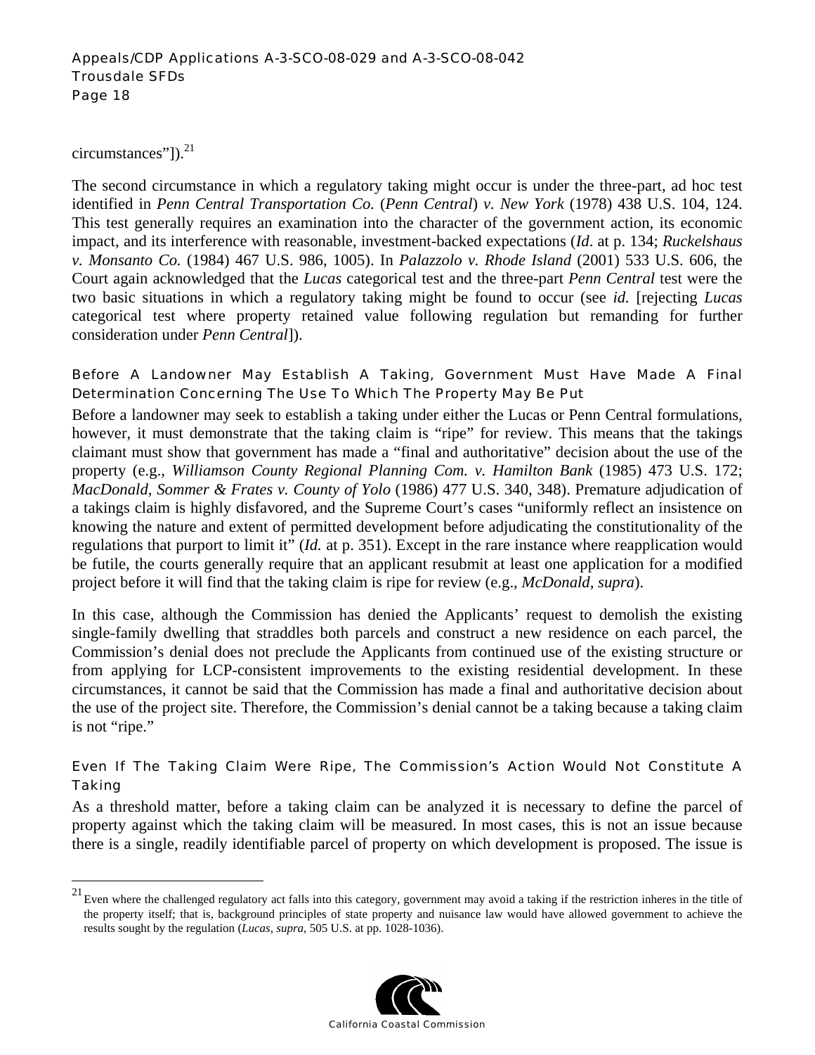circumstances"]).[21]

The second circumstance in which a regulatory taking might occur is under the three-part, ad hoc test identified in *Penn Central Transportation Co.* (*Penn Central*) *v. New York* (1978) 438 U.S. 104, 124. This test generally requires an examination into the character of the government action, its economic impact, and its interference with reasonable, investment-backed expectations (*Id*. at p. 134; *Ruckelshaus v. Monsanto Co.* (1984) 467 U.S. 986, 1005). In *Palazzolo v. Rhode Island* (2001) 533 U.S. 606, the Court again acknowledged that the *Lucas* categorical test and the three-part *Penn Central* test were the two basic situations in which a regulatory taking might be found to occur (see *id.* [rejecting *Lucas* categorical test where property retained value following regulation but remanding for further consideration under *Penn Central*]).

### Before A Landowner May Establish A Taking, Government Must Have Made A Final Determination Concerning The Use To Which The Property May Be Put

Before a landowner may seek to establish a taking under either the Lucas or Penn Central formulations, however, it must demonstrate that the taking claim is "ripe" for review. This means that the takings claimant must show that government has made a "final and authoritative" decision about the use of the property (e.g., *Williamson County Regional Planning Com. v. Hamilton Bank* (1985) 473 U.S. 172; *MacDonald, Sommer & Frates v. County of Yolo* (1986) 477 U.S. 340, 348). Premature adjudication of a takings claim is highly disfavored, and the Supreme Court's cases "uniformly reflect an insistence on knowing the nature and extent of permitted development before adjudicating the constitutionality of the regulations that purport to limit it" (*Id.* at p. 351). Except in the rare instance where reapplication would be futile, the courts generally require that an applicant resubmit at least one application for a modified project before it will find that the taking claim is ripe for review (e.g., *McDonald, supra*).

In this case, although the Commission has denied the Applicants' request to demolish the existing single-family dwelling that straddles both parcels and construct a new residence on each parcel, the Commission's denial does not preclude the Applicants from continued use of the existing structure or from applying for LCP-consistent improvements to the existing residential development. In these circumstances, it cannot be said that the Commission has made a final and authoritative decision about the use of the project site. Therefore, the Commission's denial cannot be a taking because a taking claim is not "ripe."

### Even If The Taking Claim Were Ripe, The Commission's Action Would Not Constitute A Taking

As a threshold matter, before a taking claim can be analyzed it is necessary to define the parcel of property against which the taking claim will be measured. In most cases, this is not an issue because there is a single, readily identifiable parcel of property on which development is proposed. The issue is

[21] Even where the challenged regulatory act falls into this category, government may avoid a taking if the restriction inheres in the title of the property itself; that is, background principles of state property and nuisance law would have allowed government to achieve the results sought by the regulation (*Lucas, supra*, 505 U.S. at pp. 1028-1036).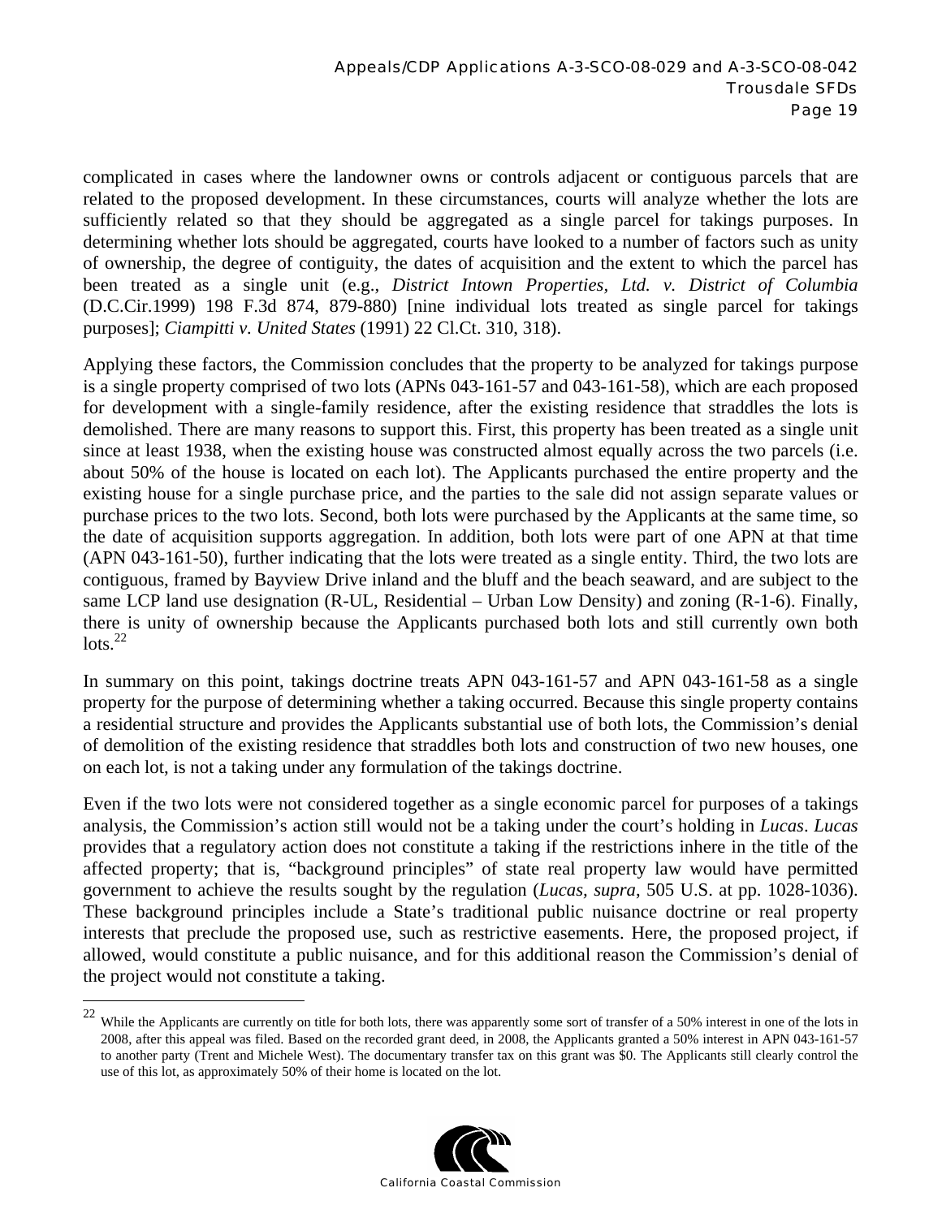complicated in cases where the landowner owns or controls adjacent or contiguous parcels that are related to the proposed development. In these circumstances, courts will analyze whether the lots are sufficiently related so that they should be aggregated as a single parcel for takings purposes. In determining whether lots should be aggregated, courts have looked to a number of factors such as unity of ownership, the degree of contiguity, the dates of acquisition and the extent to which the parcel has been treated as a single unit (e.g., *District Intown Properties, Ltd. v. District of Columbia* (D.C.Cir.1999) 198 F.3d 874, 879-880) [nine individual lots treated as single parcel for takings purposes]; *Ciampitti v. United States* (1991) 22 Cl.Ct. 310, 318).

Applying these factors, the Commission concludes that the property to be analyzed for takings purpose is a single property comprised of two lots (APNs 043-161-57 and 043-161-58), which are each proposed for development with a single-family residence, after the existing residence that straddles the lots is demolished. There are many reasons to support this. First, this property has been treated as a single unit since at least 1938, when the existing house was constructed almost equally across the two parcels (i.e. about 50% of the house is located on each lot). The Applicants purchased the entire property and the existing house for a single purchase price, and the parties to the sale did not assign separate values or purchase prices to the two lots. Second, both lots were purchased by the Applicants at the same time, so the date of acquisition supports aggregation. In addition, both lots were part of one APN at that time (APN 043-161-50), further indicating that the lots were treated as a single entity. Third, the two lots are contiguous, framed by Bayview Drive inland and the bluff and the beach seaward, and are subject to the same LCP land use designation (R-UL, Residential – Urban Low Density) and zoning (R-1-6). Finally, there is unity of ownership because the Applicants purchased both lots and still currently own both lots.[22]

In summary on this point, takings doctrine treats APN 043-161-57 and APN 043-161-58 as a single property for the purpose of determining whether a taking occurred. Because this single property contains a residential structure and provides the Applicants substantial use of both lots, the Commission's denial of demolition of the existing residence that straddles both lots and construction of two new houses, one on each lot, is not a taking under any formulation of the takings doctrine.

Even if the two lots were not considered together as a single economic parcel for purposes of a takings analysis, the Commission's action still would not be a taking under the court's holding in *Lucas*. *Lucas* provides that a regulatory action does not constitute a taking if the restrictions inhere in the title of the affected property; that is, "background principles" of state real property law would have permitted government to achieve the results sought by the regulation (*Lucas, supra*, 505 U.S. at pp. 1028-1036). These background principles include a State's traditional public nuisance doctrine or real property interests that preclude the proposed use, such as restrictive easements. Here, the proposed project, if allowed, would constitute a public nuisance, and for this additional reason the Commission's denial of the project would not constitute a taking.

---

[22] While the Applicants are currently on title for both lots, there was apparently some sort of transfer of a 50% interest in one of the lots in 2008, after this appeal was filed. Based on the recorded grant deed, in 2008, the Applicants granted a 50% interest in APN 043-161-57 to another party (Trent and Michele West). The documentary transfer tax on this grant was $0. The Applicants still clearly control the use of this lot, as approximately 50% of their home is located on the lot.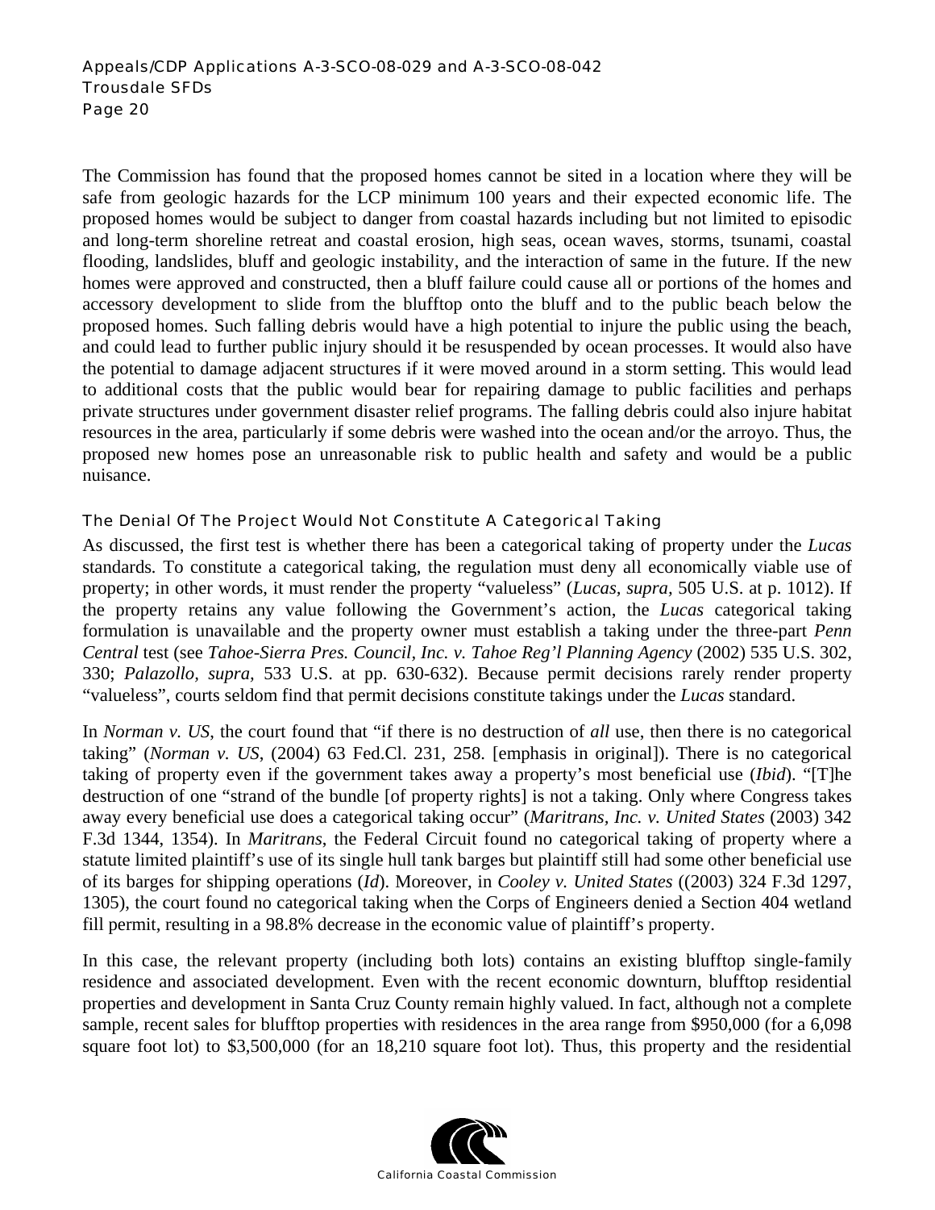The Commission has found that the proposed homes cannot be sited in a location where they will be safe from geologic hazards for the LCP minimum 100 years and their expected economic life. The proposed homes would be subject to danger from coastal hazards including but not limited to episodic and long-term shoreline retreat and coastal erosion, high seas, ocean waves, storms, tsunami, coastal flooding, landslides, bluff and geologic instability, and the interaction of same in the future. If the new homes were approved and constructed, then a bluff failure could cause all or portions of the homes and accessory development to slide from the blufftop onto the bluff and to the public beach below the proposed homes. Such falling debris would have a high potential to injure the public using the beach, and could lead to further public injury should it be resuspended by ocean processes. It would also have the potential to damage adjacent structures if it were moved around in a storm setting. This would lead to additional costs that the public would bear for repairing damage to public facilities and perhaps private structures under government disaster relief programs. The falling debris could also injure habitat resources in the area, particularly if some debris were washed into the ocean and/or the arroyo. Thus, the proposed new homes pose an unreasonable risk to public health and safety and would be a public nuisance.

### The Denial Of The Project Would Not Constitute A Categorical Taking

As discussed, the first test is whether there has been a categorical taking of property under the *Lucas* standards. To constitute a categorical taking, the regulation must deny all economically viable use of property; in other words, it must render the property "valueless" (*Lucas, supra,* 505 U.S. at p. 1012). If the property retains any value following the Government's action, the *Lucas* categorical taking formulation is unavailable and the property owner must establish a taking under the three-part *Penn Central* test (see *Tahoe-Sierra Pres. Council, Inc. v. Tahoe Reg'l Planning Agency* (2002) 535 U.S. 302, 330; *Palazollo, supra,* 533 U.S. at pp. 630-632). Because permit decisions rarely render property "valueless", courts seldom find that permit decisions constitute takings under the *Lucas* standard.

In *Norman v. US*, the court found that "if there is no destruction of *all* use, then there is no categorical taking" (*Norman v. US*, (2004) 63 Fed.Cl. 231, 258. [emphasis in original]). There is no categorical taking of property even if the government takes away a property's most beneficial use (*Ibid*). "[T]he destruction of one "strand of the bundle [of property rights] is not a taking. Only where Congress takes away every beneficial use does a categorical taking occur" (*Maritrans, Inc. v. United States* (2003) 342 F.3d 1344, 1354). In *Maritrans*, the Federal Circuit found no categorical taking of property where a statute limited plaintiff's use of its single hull tank barges but plaintiff still had some other beneficial use of its barges for shipping operations (*Id*). Moreover, in *Cooley v. United States* ((2003) 324 F.3d 1297, 1305), the court found no categorical taking when the Corps of Engineers denied a Section 404 wetland fill permit, resulting in a 98.8% decrease in the economic value of plaintiff's property.

In this case, the relevant property (including both lots) contains an existing blufftop single-family residence and associated development. Even with the recent economic downturn, blufftop residential properties and development in Santa Cruz County remain highly valued. In fact, although not a complete sample, recent sales for blufftop properties with residences in the area range from $950,000 (for a 6,098 square foot lot) to $3,500,000 (for an 18,210 square foot lot). Thus, this property and the residential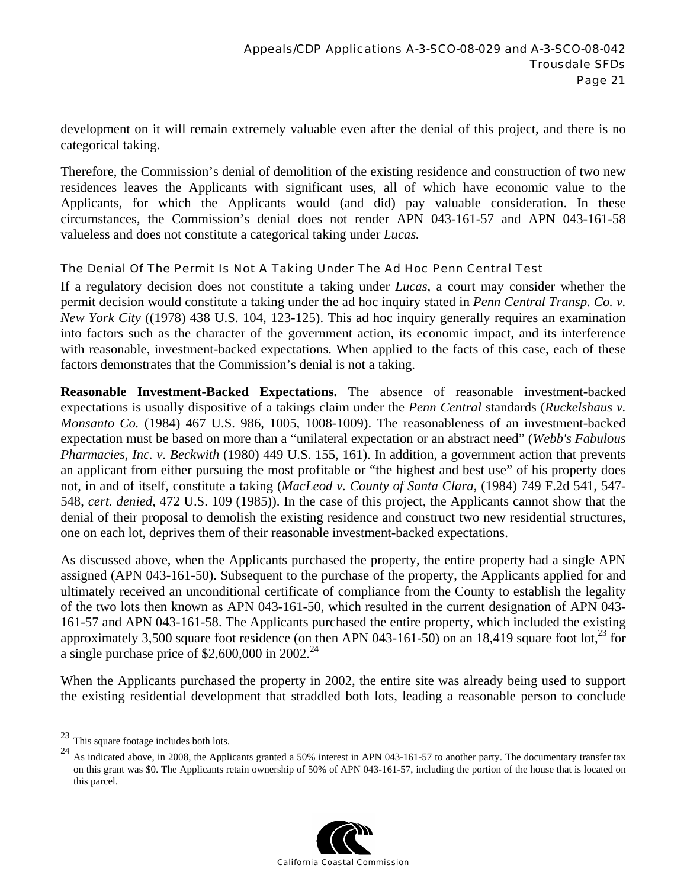development on it will remain extremely valuable even after the denial of this project, and there is no categorical taking.

Therefore, the Commission's denial of demolition of the existing residence and construction of two new residences leaves the Applicants with significant uses, all of which have economic value to the Applicants, for which the Applicants would (and did) pay valuable consideration. In these circumstances, the Commission's denial does not render APN 043-161-57 and APN 043-161-58 valueless and does not constitute a categorical taking under *Lucas.*

### The Denial Of The Permit Is Not A Taking Under The Ad Hoc Penn Central Test

If a regulatory decision does not constitute a taking under *Lucas*, a court may consider whether the permit decision would constitute a taking under the ad hoc inquiry stated in *Penn Central Transp. Co. v. New York City* ((1978) 438 U.S. 104, 123-125). This ad hoc inquiry generally requires an examination into factors such as the character of the government action, its economic impact, and its interference with reasonable, investment-backed expectations. When applied to the facts of this case, each of these factors demonstrates that the Commission's denial is not a taking.

**Reasonable Investment-Backed Expectations.** The absence of reasonable investment-backed expectations is usually dispositive of a takings claim under the *Penn Central* standards (*Ruckelshaus v. Monsanto Co.* (1984) 467 U.S. 986, 1005, 1008-1009). The reasonableness of an investment-backed expectation must be based on more than a "unilateral expectation or an abstract need" (*Webb's Fabulous Pharmacies, Inc. v. Beckwith* (1980) 449 U.S. 155, 161). In addition, a government action that prevents an applicant from either pursuing the most profitable or "the highest and best use" of his property does not, in and of itself, constitute a taking (*MacLeod v. County of Santa Clara*, (1984) 749 F.2d 541, 547-548, *cert. denied*, 472 U.S. 109 (1985)). In the case of this project, the Applicants cannot show that the denial of their proposal to demolish the existing residence and construct two new residential structures, one on each lot, deprives them of their reasonable investment-backed expectations.

As discussed above, when the Applicants purchased the property, the entire property had a single APN assigned (APN 043-161-50). Subsequent to the purchase of the property, the Applicants applied for and ultimately received an unconditional certificate of compliance from the County to establish the legality of the two lots then known as APN 043-161-50, which resulted in the current designation of APN 043-161-57 and APN 043-161-58. The Applicants purchased the entire property, which included the existing approximately 3,500 square foot residence (on then APN 043-161-50) on an 18,419 square foot lot,[23] for a single purchase price of $2,600,000 in 2002.[24]

When the Applicants purchased the property in 2002, the entire site was already being used to support the existing residential development that straddled both lots, leading a reasonable person to conclude

---

[23] This square footage includes both lots.

[24] As indicated above, in 2008, the Applicants granted a 50% interest in APN 043-161-57 to another party. The documentary transfer tax on this grant was $0. The Applicants retain ownership of 50% of APN 043-161-57, including the portion of the house that is located on this parcel.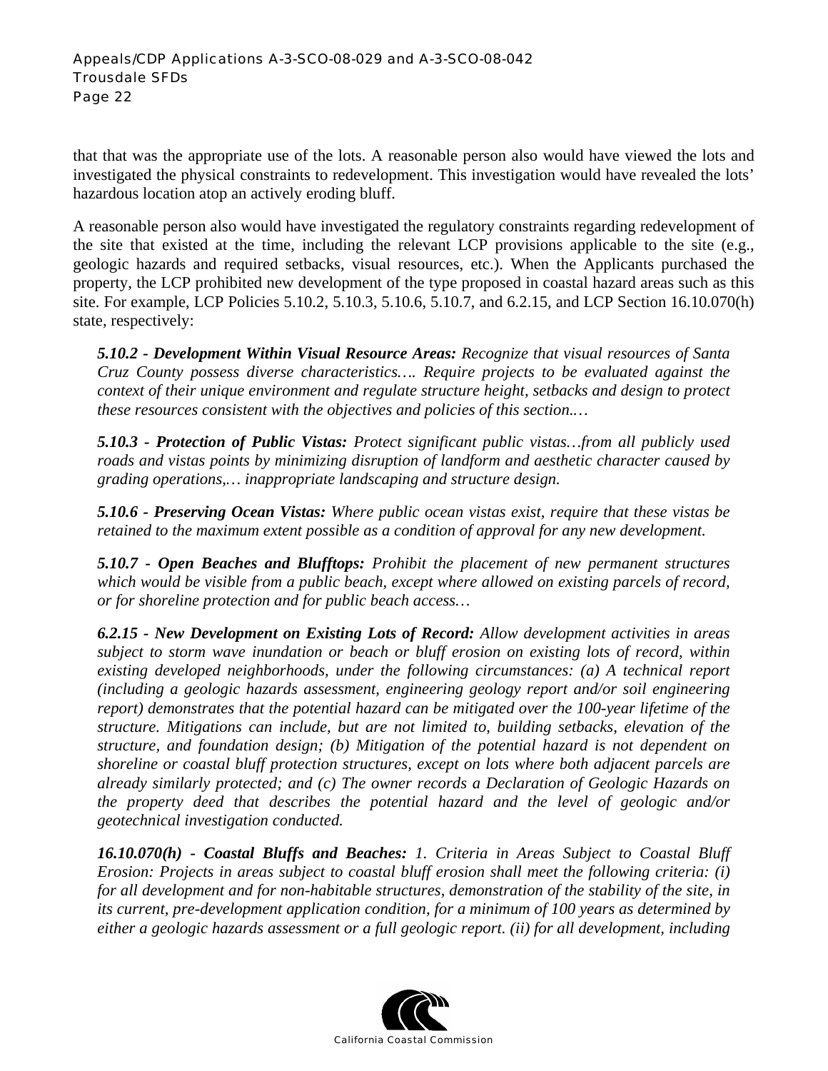that that was the appropriate use of the lots. A reasonable person also would have viewed the lots and investigated the physical constraints to redevelopment. This investigation would have revealed the lots' hazardous location atop an actively eroding bluff.

A reasonable person also would have investigated the regulatory constraints regarding redevelopment of the site that existed at the time, including the relevant LCP provisions applicable to the site (e.g., geologic hazards and required setbacks, visual resources, etc.). When the Applicants purchased the property, the LCP prohibited new development of the type proposed in coastal hazard areas such as this site. For example, LCP Policies 5.10.2, 5.10.3, 5.10.6, 5.10.7, and 6.2.15, and LCP Section 16.10.070(h) state, respectively:

> ***5.10.2 - Development Within Visual Resource Areas:*** *Recognize that visual resources of Santa Cruz County possess diverse characteristics…. Require projects to be evaluated against the context of their unique environment and regulate structure height, setbacks and design to protect these resources consistent with the objectives and policies of this section.…*
>
> ***5.10.3 - Protection of Public Vistas:*** *Protect significant public vistas…from all publicly used roads and vistas points by minimizing disruption of landform and aesthetic character caused by grading operations,… inappropriate landscaping and structure design.*
>
> ***5.10.6 - Preserving Ocean Vistas:*** *Where public ocean vistas exist, require that these vistas be retained to the maximum extent possible as a condition of approval for any new development.*
>
> ***5.10.7 - Open Beaches and Blufftops:*** *Prohibit the placement of new permanent structures which would be visible from a public beach, except where allowed on existing parcels of record, or for shoreline protection and for public beach access…*
>
> ***6.2.15 - New Development on Existing Lots of Record:*** *Allow development activities in areas subject to storm wave inundation or beach or bluff erosion on existing lots of record, within existing developed neighborhoods, under the following circumstances: (a) A technical report (including a geologic hazards assessment, engineering geology report and/or soil engineering report) demonstrates that the potential hazard can be mitigated over the 100-year lifetime of the structure. Mitigations can include, but are not limited to, building setbacks, elevation of the structure, and foundation design; (b) Mitigation of the potential hazard is not dependent on shoreline or coastal bluff protection structures, except on lots where both adjacent parcels are already similarly protected; and (c) The owner records a Declaration of Geologic Hazards on the property deed that describes the potential hazard and the level of geologic and/or geotechnical investigation conducted.*
>
> ***16.10.070(h) - Coastal Bluffs and Beaches:*** *1. Criteria in Areas Subject to Coastal Bluff Erosion: Projects in areas subject to coastal bluff erosion shall meet the following criteria: (i) for all development and for non-habitable structures, demonstration of the stability of the site, in its current, pre-development application condition, for a minimum of 100 years as determined by either a geologic hazards assessment or a full geologic report. (ii) for all development, including*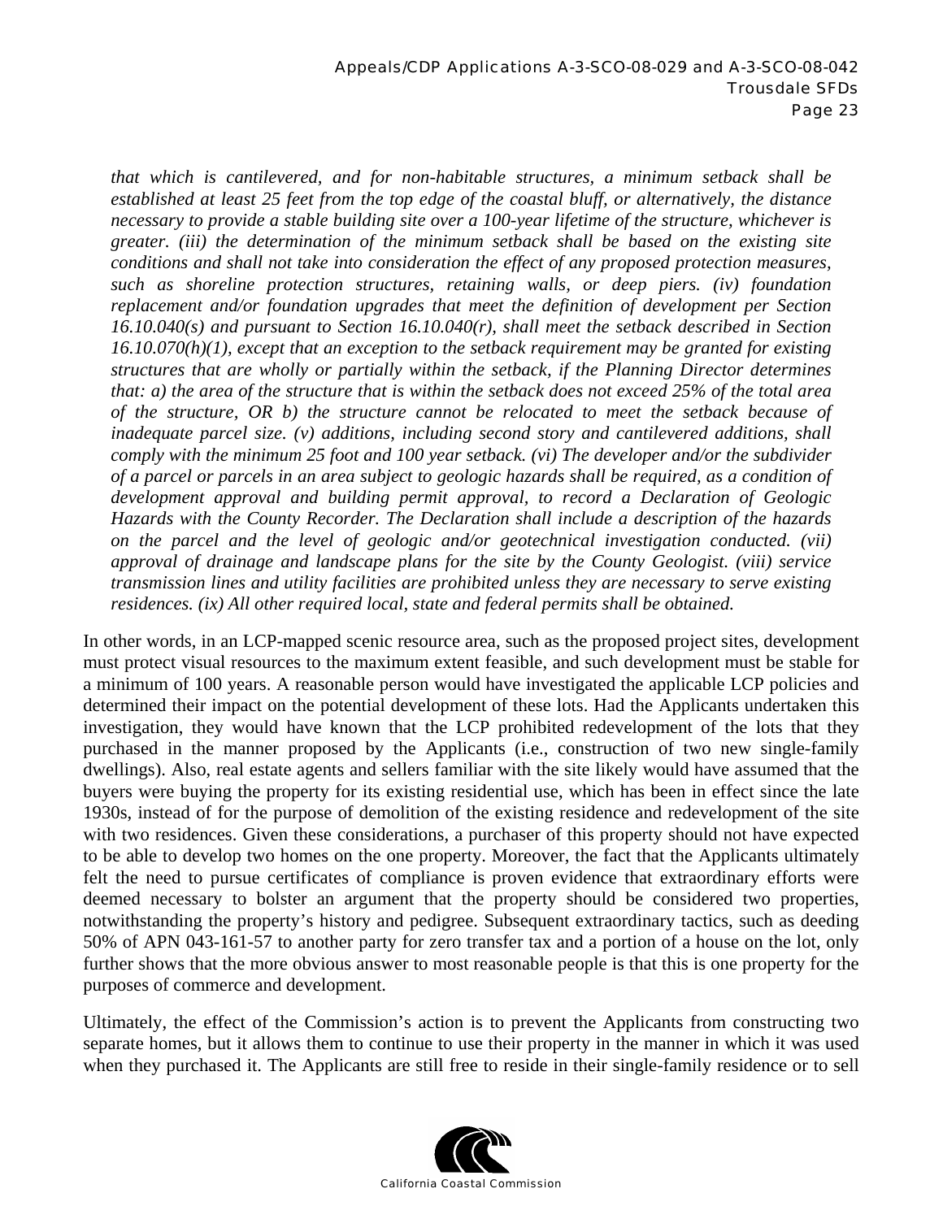*that which is cantilevered, and for non-habitable structures, a minimum setback shall be established at least 25 feet from the top edge of the coastal bluff, or alternatively, the distance necessary to provide a stable building site over a 100-year lifetime of the structure, whichever is greater. (iii) the determination of the minimum setback shall be based on the existing site conditions and shall not take into consideration the effect of any proposed protection measures, such as shoreline protection structures, retaining walls, or deep piers. (iv) foundation replacement and/or foundation upgrades that meet the definition of development per Section 16.10.040(s) and pursuant to Section 16.10.040(r), shall meet the setback described in Section 16.10.070(h)(1), except that an exception to the setback requirement may be granted for existing structures that are wholly or partially within the setback, if the Planning Director determines that: a) the area of the structure that is within the setback does not exceed 25% of the total area of the structure, OR b) the structure cannot be relocated to meet the setback because of inadequate parcel size. (v) additions, including second story and cantilevered additions, shall comply with the minimum 25 foot and 100 year setback. (vi) The developer and/or the subdivider of a parcel or parcels in an area subject to geologic hazards shall be required, as a condition of development approval and building permit approval, to record a Declaration of Geologic Hazards with the County Recorder. The Declaration shall include a description of the hazards on the parcel and the level of geologic and/or geotechnical investigation conducted. (vii) approval of drainage and landscape plans for the site by the County Geologist. (viii) service transmission lines and utility facilities are prohibited unless they are necessary to serve existing residences. (ix) All other required local, state and federal permits shall be obtained.*

In other words, in an LCP-mapped scenic resource area, such as the proposed project sites, development must protect visual resources to the maximum extent feasible, and such development must be stable for a minimum of 100 years. A reasonable person would have investigated the applicable LCP policies and determined their impact on the potential development of these lots. Had the Applicants undertaken this investigation, they would have known that the LCP prohibited redevelopment of the lots that they purchased in the manner proposed by the Applicants (i.e., construction of two new single-family dwellings). Also, real estate agents and sellers familiar with the site likely would have assumed that the buyers were buying the property for its existing residential use, which has been in effect since the late 1930s, instead of for the purpose of demolition of the existing residence and redevelopment of the site with two residences. Given these considerations, a purchaser of this property should not have expected to be able to develop two homes on the one property. Moreover, the fact that the Applicants ultimately felt the need to pursue certificates of compliance is proven evidence that extraordinary efforts were deemed necessary to bolster an argument that the property should be considered two properties, notwithstanding the property's history and pedigree. Subsequent extraordinary tactics, such as deeding 50% of APN 043-161-57 to another party for zero transfer tax and a portion of a house on the lot, only further shows that the more obvious answer to most reasonable people is that this is one property for the purposes of commerce and development.

Ultimately, the effect of the Commission's action is to prevent the Applicants from constructing two separate homes, but it allows them to continue to use their property in the manner in which it was used when they purchased it. The Applicants are still free to reside in their single-family residence or to sell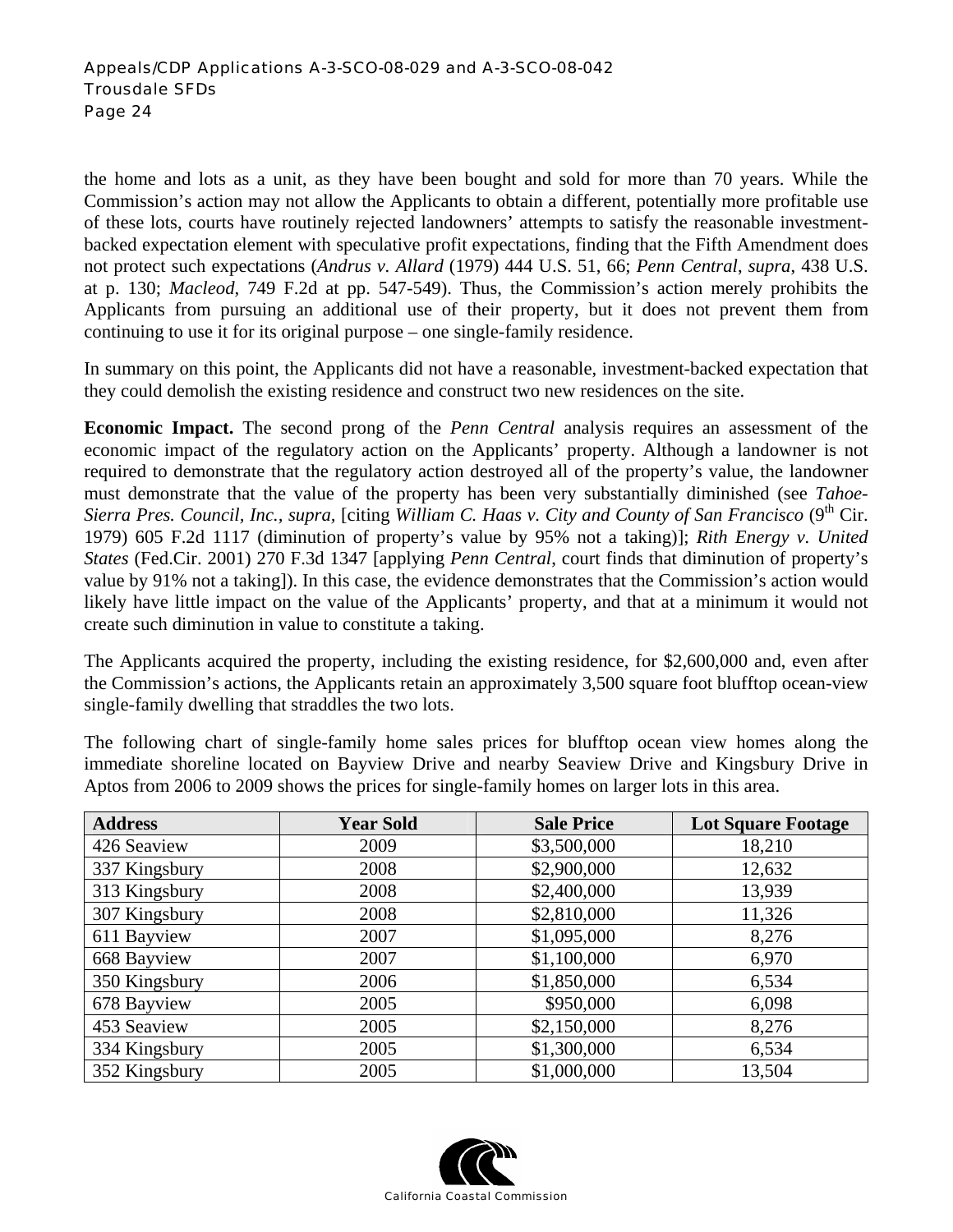the home and lots as a unit, as they have been bought and sold for more than 70 years. While the Commission's action may not allow the Applicants to obtain a different, potentially more profitable use of these lots, courts have routinely rejected landowners' attempts to satisfy the reasonable investment-backed expectation element with speculative profit expectations, finding that the Fifth Amendment does not protect such expectations (*Andrus v. Allard* (1979) 444 U.S. 51, 66; *Penn Central*, *supra*, 438 U.S. at p. 130; *Macleod*, 749 F.2d at pp. 547-549). Thus, the Commission's action merely prohibits the Applicants from pursuing an additional use of their property, but it does not prevent them from continuing to use it for its original purpose – one single-family residence.

In summary on this point, the Applicants did not have a reasonable, investment-backed expectation that they could demolish the existing residence and construct two new residences on the site.

**Economic Impact.** The second prong of the *Penn Central* analysis requires an assessment of the economic impact of the regulatory action on the Applicants' property. Although a landowner is not required to demonstrate that the regulatory action destroyed all of the property's value, the landowner must demonstrate that the value of the property has been very substantially diminished (see *Tahoe-Sierra Pres. Council, Inc., supra*, [citing *William C. Haas v. City and County of San Francisco* (9th Cir. 1979) 605 F.2d 1117 (diminution of property's value by 95% not a taking)]; *Rith Energy v. United States* (Fed.Cir. 2001) 270 F.3d 1347 [applying *Penn Central*, court finds that diminution of property's value by 91% not a taking]). In this case, the evidence demonstrates that the Commission's action would likely have little impact on the value of the Applicants' property, and that at a minimum it would not create such diminution in value to constitute a taking.

The Applicants acquired the property, including the existing residence, for $2,600,000 and, even after the Commission's actions, the Applicants retain an approximately 3,500 square foot blufftop ocean-view single-family dwelling that straddles the two lots.

The following chart of single-family home sales prices for blufftop ocean view homes along the immediate shoreline located on Bayview Drive and nearby Seaview Drive and Kingsbury Drive in Aptos from 2006 to 2009 shows the prices for single-family homes on larger lots in this area.

| Address | Year Sold | Sale Price | Lot Square Footage |
|---|---|---|---|
| 426 Seaview | 2009 | $3,500,000 | 18,210 |
| 337 Kingsbury | 2008 | $2,900,000 | 12,632 |
| 313 Kingsbury | 2008 | $2,400,000 | 13,939 |
| 307 Kingsbury | 2008 | $2,810,000 | 11,326 |
| 611 Bayview | 2007 | $1,095,000 | 8,276 |
| 668 Bayview | 2007 | $1,100,000 | 6,970 |
| 350 Kingsbury | 2006 | $1,850,000 | 6,534 |
| 678 Bayview | 2005 | $950,000 | 6,098 |
| 453 Seaview | 2005 | $2,150,000 | 8,276 |
| 334 Kingsbury | 2005 | $1,300,000 | 6,534 |
| 352 Kingsbury | 2005 | $1,000,000 | 13,504 |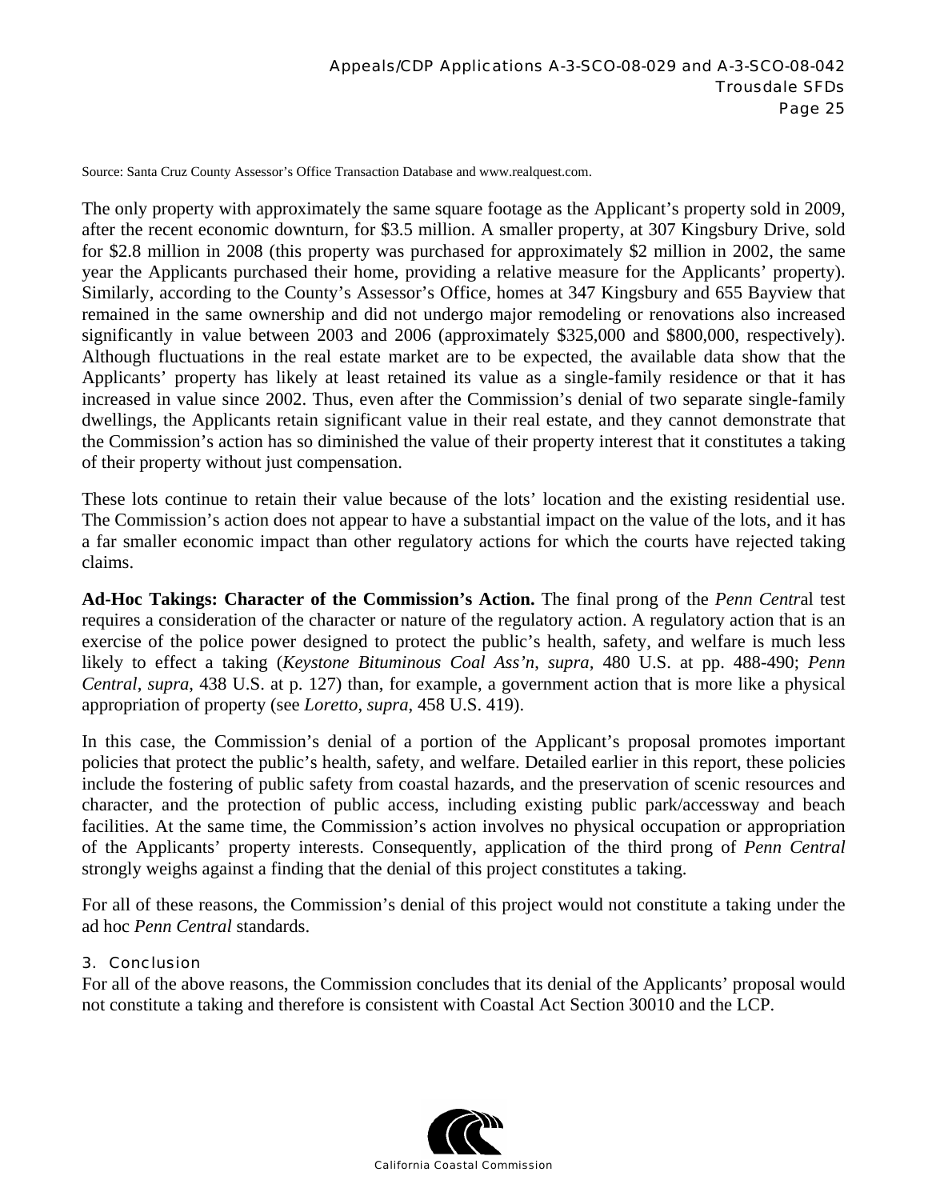Source: Santa Cruz County Assessor's Office Transaction Database and www.realquest.com.

The only property with approximately the same square footage as the Applicant's property sold in 2009, after the recent economic downturn, for \$3.5 million. A smaller property, at 307 Kingsbury Drive, sold for \$2.8 million in 2008 (this property was purchased for approximately \$2 million in 2002, the same year the Applicants purchased their home, providing a relative measure for the Applicants' property). Similarly, according to the County's Assessor's Office, homes at 347 Kingsbury and 655 Bayview that remained in the same ownership and did not undergo major remodeling or renovations also increased significantly in value between 2003 and 2006 (approximately \$325,000 and \$800,000, respectively). Although fluctuations in the real estate market are to be expected, the available data show that the Applicants' property has likely at least retained its value as a single-family residence or that it has increased in value since 2002. Thus, even after the Commission's denial of two separate single-family dwellings, the Applicants retain significant value in their real estate, and they cannot demonstrate that the Commission's action has so diminished the value of their property interest that it constitutes a taking of their property without just compensation.

These lots continue to retain their value because of the lots' location and the existing residential use. The Commission's action does not appear to have a substantial impact on the value of the lots, and it has a far smaller economic impact than other regulatory actions for which the courts have rejected taking claims.

**Ad-Hoc Takings: Character of the Commission's Action.** The final prong of the *Penn Central* test requires a consideration of the character or nature of the regulatory action. A regulatory action that is an exercise of the police power designed to protect the public's health, safety, and welfare is much less likely to effect a taking (*Keystone Bituminous Coal Ass'n*, *supra,* 480 U.S. at pp. 488-490; *Penn Central*, *supra*, 438 U.S. at p. 127) than, for example, a government action that is more like a physical appropriation of property (see *Loretto*, *supra*, 458 U.S. 419).

In this case, the Commission's denial of a portion of the Applicant's proposal promotes important policies that protect the public's health, safety, and welfare. Detailed earlier in this report, these policies include the fostering of public safety from coastal hazards, and the preservation of scenic resources and character, and the protection of public access, including existing public park/accessway and beach facilities. At the same time, the Commission's action involves no physical occupation or appropriation of the Applicants' property interests. Consequently, application of the third prong of *Penn Central* strongly weighs against a finding that the denial of this project constitutes a taking.

For all of these reasons, the Commission's denial of this project would not constitute a taking under the ad hoc *Penn Central* standards.

### 3. Conclusion

For all of the above reasons, the Commission concludes that its denial of the Applicants' proposal would not constitute a taking and therefore is consistent with Coastal Act Section 30010 and the LCP.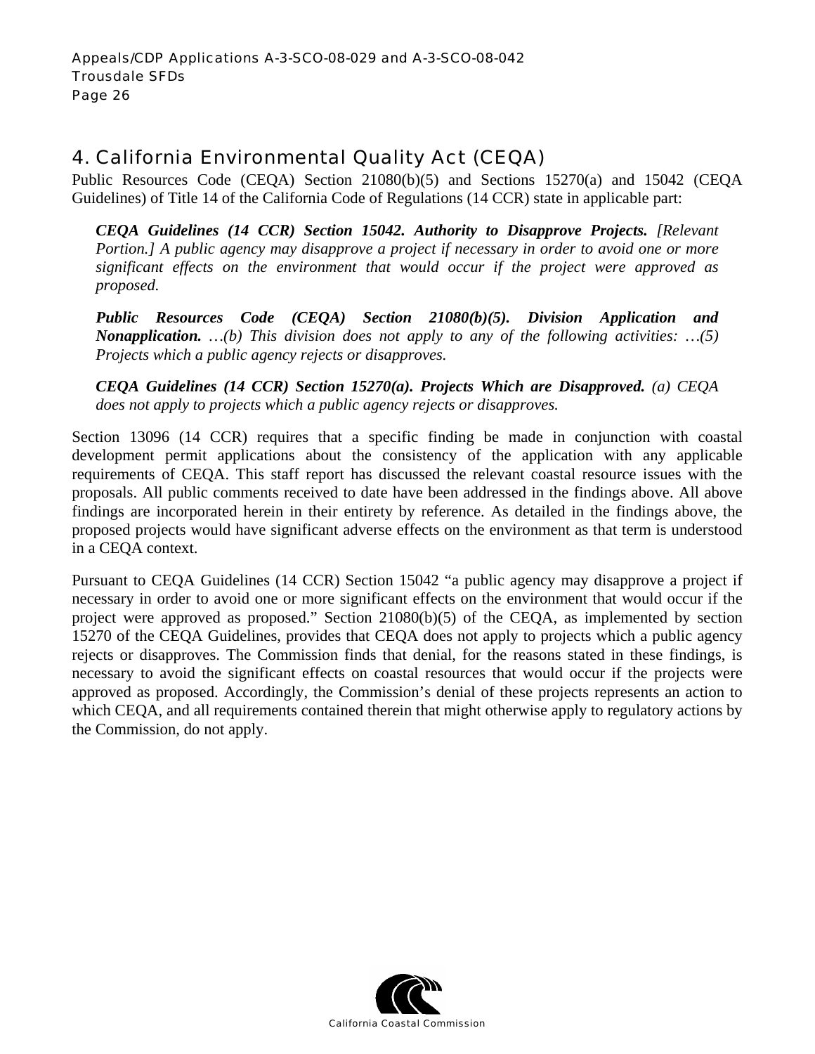## 4. California Environmental Quality Act (CEQA)

Public Resources Code (CEQA) Section 21080(b)(5) and Sections 15270(a) and 15042 (CEQA Guidelines) of Title 14 of the California Code of Regulations (14 CCR) state in applicable part:

> ***CEQA Guidelines (14 CCR) Section 15042. Authority to Disapprove Projects.*** *[Relevant Portion.] A public agency may disapprove a project if necessary in order to avoid one or more significant effects on the environment that would occur if the project were approved as proposed.*
>
> ***Public Resources Code (CEQA) Section 21080(b)(5). Division Application and Nonapplication.*** *…(b) This division does not apply to any of the following activities: …(5) Projects which a public agency rejects or disapproves.*
>
> ***CEQA Guidelines (14 CCR) Section 15270(a). Projects Which are Disapproved.*** *(a) CEQA does not apply to projects which a public agency rejects or disapproves.*

Section 13096 (14 CCR) requires that a specific finding be made in conjunction with coastal development permit applications about the consistency of the application with any applicable requirements of CEQA. This staff report has discussed the relevant coastal resource issues with the proposals. All public comments received to date have been addressed in the findings above. All above findings are incorporated herein in their entirety by reference. As detailed in the findings above, the proposed projects would have significant adverse effects on the environment as that term is understood in a CEQA context.

Pursuant to CEQA Guidelines (14 CCR) Section 15042 "a public agency may disapprove a project if necessary in order to avoid one or more significant effects on the environment that would occur if the project were approved as proposed." Section 21080(b)(5) of the CEQA, as implemented by section 15270 of the CEQA Guidelines, provides that CEQA does not apply to projects which a public agency rejects or disapproves. The Commission finds that denial, for the reasons stated in these findings, is necessary to avoid the significant effects on coastal resources that would occur if the projects were approved as proposed. Accordingly, the Commission's denial of these projects represents an action to which CEQA, and all requirements contained therein that might otherwise apply to regulatory actions by the Commission, do not apply.